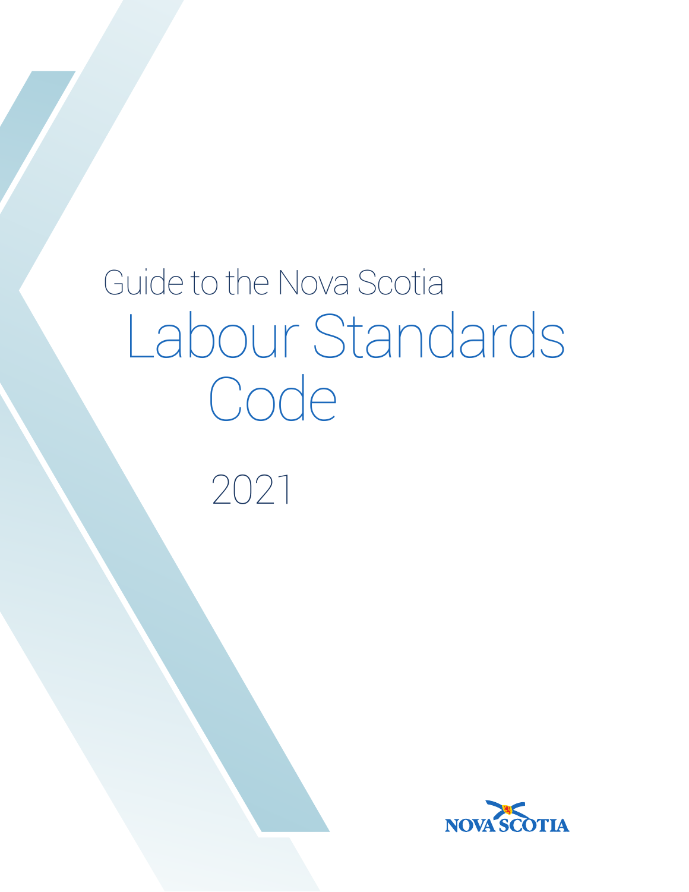# Guide to the Nova Scotia Labour Standards Code

2021

NOVA SCOTIA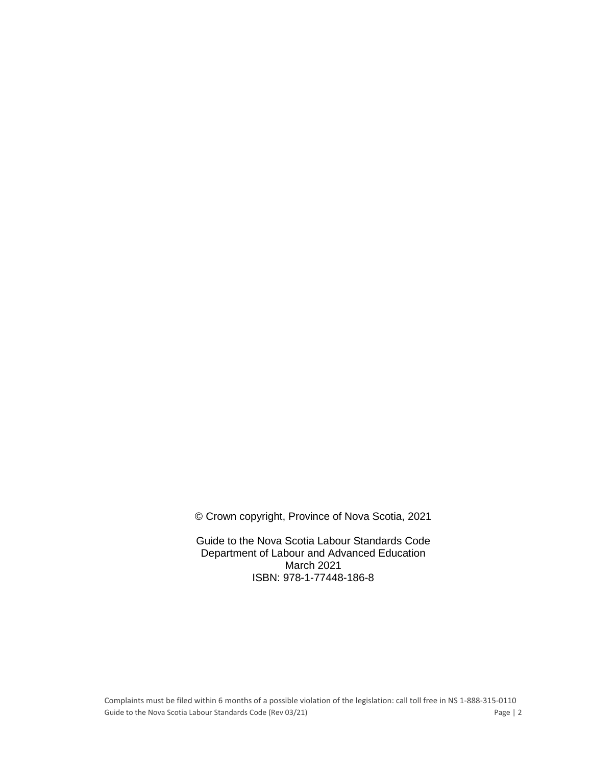© Crown copyright, Province of Nova Scotia, 2021

Guide to the Nova Scotia Labour Standards Code
Department of Labour and Advanced Education
March 2021
ISBN: 978-1-77448-186-8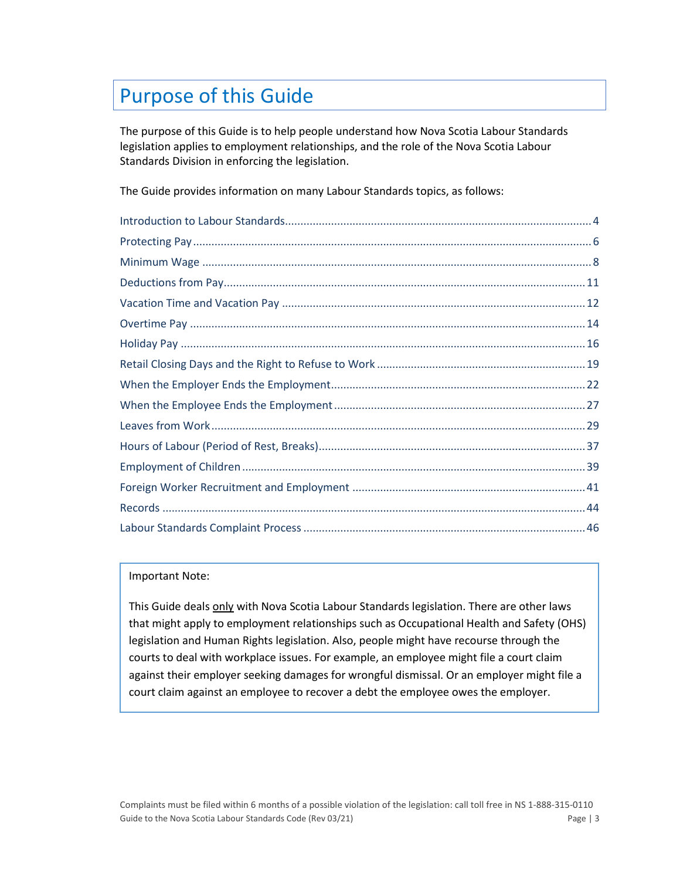# Purpose of this Guide

The purpose of this Guide is to help people understand how Nova Scotia Labour Standards legislation applies to employment relationships, and the role of the Nova Scotia Labour Standards Division in enforcing the legislation.

The Guide provides information on many Labour Standards topics, as follows:

- Introduction to Labour Standards ........................................ 4
- Protecting Pay ........................................ 6
- Minimum Wage ........................................ 8
- Deductions from Pay ........................................ 11
- Vacation Time and Vacation Pay ........................................ 12
- Overtime Pay ........................................ 14
- Holiday Pay ........................................ 16
- Retail Closing Days and the Right to Refuse to Work ........................................ 19
- When the Employer Ends the Employment ........................................ 22
- When the Employee Ends the Employment ........................................ 27
- Leaves from Work ........................................ 29
- Hours of Labour (Period of Rest, Breaks) ........................................ 37
- Employment of Children ........................................ 39
- Foreign Worker Recruitment and Employment ........................................ 41
- Records ........................................ 44
- Labour Standards Complaint Process ........................................ 46

> Important Note:
>
> This Guide deals only with Nova Scotia Labour Standards legislation. There are other laws that might apply to employment relationships such as Occupational Health and Safety (OHS) legislation and Human Rights legislation. Also, people might have recourse through the courts to deal with workplace issues. For example, an employee might file a court claim against their employer seeking damages for wrongful dismissal. Or an employer might file a court claim against an employee to recover a debt the employee owes the employer.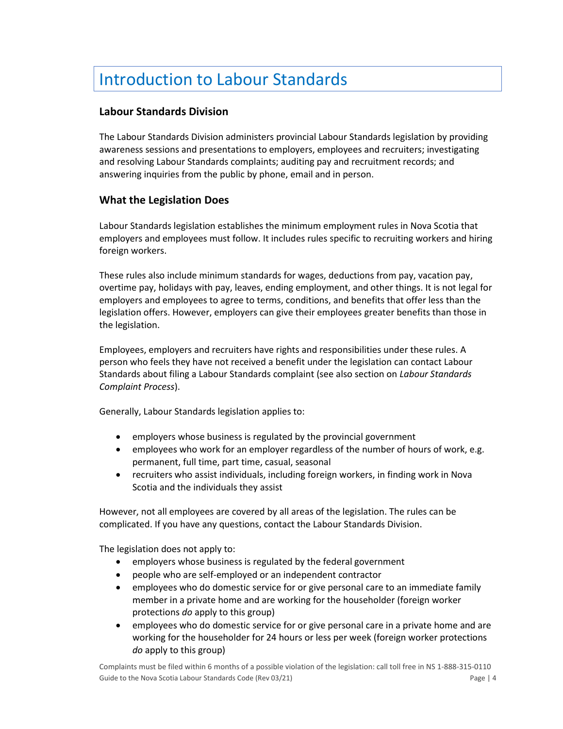# Introduction to Labour Standards

## Labour Standards Division

The Labour Standards Division administers provincial Labour Standards legislation by providing awareness sessions and presentations to employers, employees and recruiters; investigating and resolving Labour Standards complaints; auditing pay and recruitment records; and answering inquiries from the public by phone, email and in person.

## What the Legislation Does

Labour Standards legislation establishes the minimum employment rules in Nova Scotia that employers and employees must follow. It includes rules specific to recruiting workers and hiring foreign workers.

These rules also include minimum standards for wages, deductions from pay, vacation pay, overtime pay, holidays with pay, leaves, ending employment, and other things. It is not legal for employers and employees to agree to terms, conditions, and benefits that offer less than the legislation offers. However, employers can give their employees greater benefits than those in the legislation.

Employees, employers and recruiters have rights and responsibilities under these rules. A person who feels they have not received a benefit under the legislation can contact Labour Standards about filing a Labour Standards complaint (see also section on *Labour Standards Complaint Process*).

Generally, Labour Standards legislation applies to:

- employers whose business is regulated by the provincial government
- employees who work for an employer regardless of the number of hours of work, e.g. permanent, full time, part time, casual, seasonal
- recruiters who assist individuals, including foreign workers, in finding work in Nova Scotia and the individuals they assist

However, not all employees are covered by all areas of the legislation. The rules can be complicated. If you have any questions, contact the Labour Standards Division.

The legislation does not apply to:

- employers whose business is regulated by the federal government
- people who are self-employed or an independent contractor
- employees who do domestic service for or give personal care to an immediate family member in a private home and are working for the householder (foreign worker protections *do* apply to this group)
- employees who do domestic service for or give personal care in a private home and are working for the householder for 24 hours or less per week (foreign worker protections *do* apply to this group)

Complaints must be filed within 6 months of a possible violation of the legislation: call toll free in NS 1-888-315-0110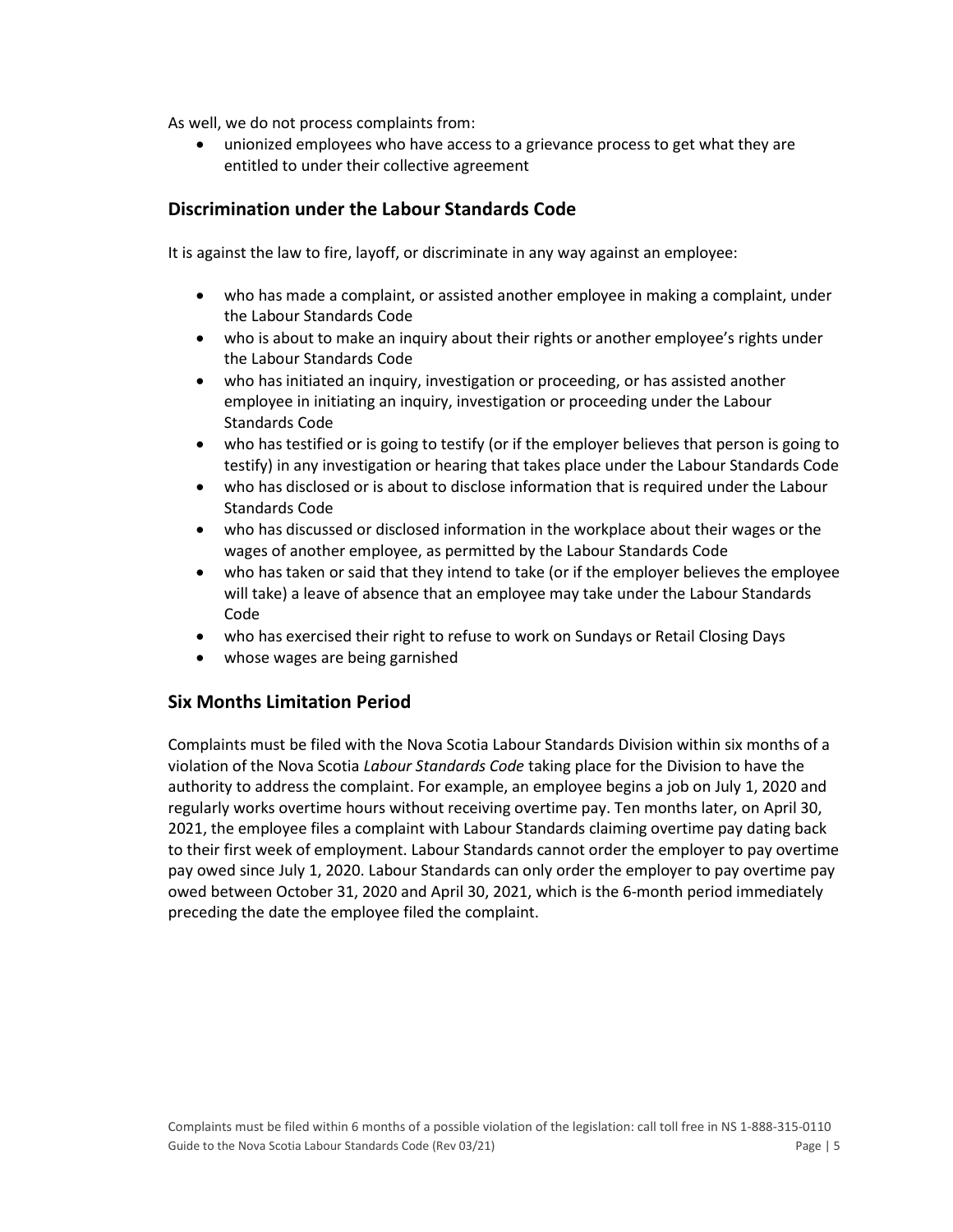As well, we do not process complaints from:

- unionized employees who have access to a grievance process to get what they are entitled to under their collective agreement

## Discrimination under the Labour Standards Code

It is against the law to fire, layoff, or discriminate in any way against an employee:

- who has made a complaint, or assisted another employee in making a complaint, under the Labour Standards Code
- who is about to make an inquiry about their rights or another employee's rights under the Labour Standards Code
- who has initiated an inquiry, investigation or proceeding, or has assisted another employee in initiating an inquiry, investigation or proceeding under the Labour Standards Code
- who has testified or is going to testify (or if the employer believes that person is going to testify) in any investigation or hearing that takes place under the Labour Standards Code
- who has disclosed or is about to disclose information that is required under the Labour Standards Code
- who has discussed or disclosed information in the workplace about their wages or the wages of another employee, as permitted by the Labour Standards Code
- who has taken or said that they intend to take (or if the employer believes the employee will take) a leave of absence that an employee may take under the Labour Standards Code
- who has exercised their right to refuse to work on Sundays or Retail Closing Days
- whose wages are being garnished

## Six Months Limitation Period

Complaints must be filed with the Nova Scotia Labour Standards Division within six months of a violation of the Nova Scotia *Labour Standards Code* taking place for the Division to have the authority to address the complaint. For example, an employee begins a job on July 1, 2020 and regularly works overtime hours without receiving overtime pay. Ten months later, on April 30, 2021, the employee files a complaint with Labour Standards claiming overtime pay dating back to their first week of employment. Labour Standards cannot order the employer to pay overtime pay owed since July 1, 2020. Labour Standards can only order the employer to pay overtime pay owed between October 31, 2020 and April 30, 2021, which is the 6-month period immediately preceding the date the employee filed the complaint.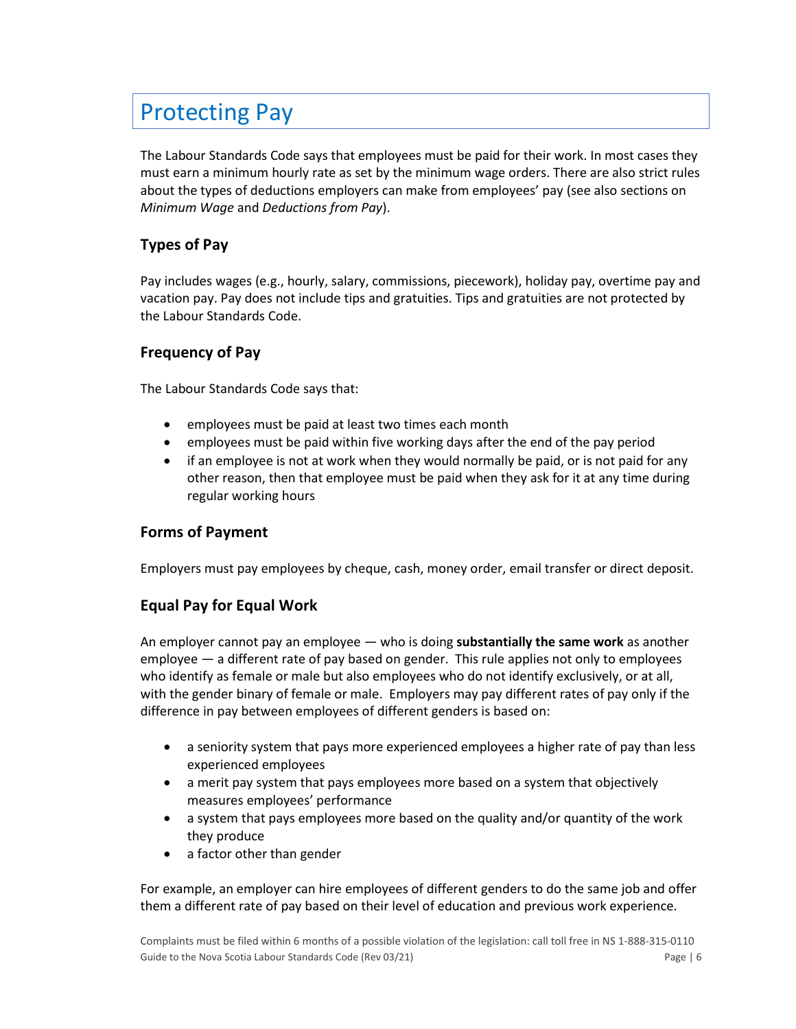# Protecting Pay

The Labour Standards Code says that employees must be paid for their work. In most cases they must earn a minimum hourly rate as set by the minimum wage orders. There are also strict rules about the types of deductions employers can make from employees' pay (see also sections on *Minimum Wage* and *Deductions from Pay*).

## Types of Pay

Pay includes wages (e.g., hourly, salary, commissions, piecework), holiday pay, overtime pay and vacation pay. Pay does not include tips and gratuities. Tips and gratuities are not protected by the Labour Standards Code.

## Frequency of Pay

The Labour Standards Code says that:

- employees must be paid at least two times each month
- employees must be paid within five working days after the end of the pay period
- if an employee is not at work when they would normally be paid, or is not paid for any other reason, then that employee must be paid when they ask for it at any time during regular working hours

## Forms of Payment

Employers must pay employees by cheque, cash, money order, email transfer or direct deposit.

## Equal Pay for Equal Work

An employer cannot pay an employee — who is doing **substantially the same work** as another employee — a different rate of pay based on gender. This rule applies not only to employees who identify as female or male but also employees who do not identify exclusively, or at all, with the gender binary of female or male. Employers may pay different rates of pay only if the difference in pay between employees of different genders is based on:

- a seniority system that pays more experienced employees a higher rate of pay than less experienced employees
- a merit pay system that pays employees more based on a system that objectively measures employees' performance
- a system that pays employees more based on the quality and/or quantity of the work they produce
- a factor other than gender

For example, an employer can hire employees of different genders to do the same job and offer them a different rate of pay based on their level of education and previous work experience.

Complaints must be filed within 6 months of a possible violation of the legislation: call toll free in NS 1-888-315-0110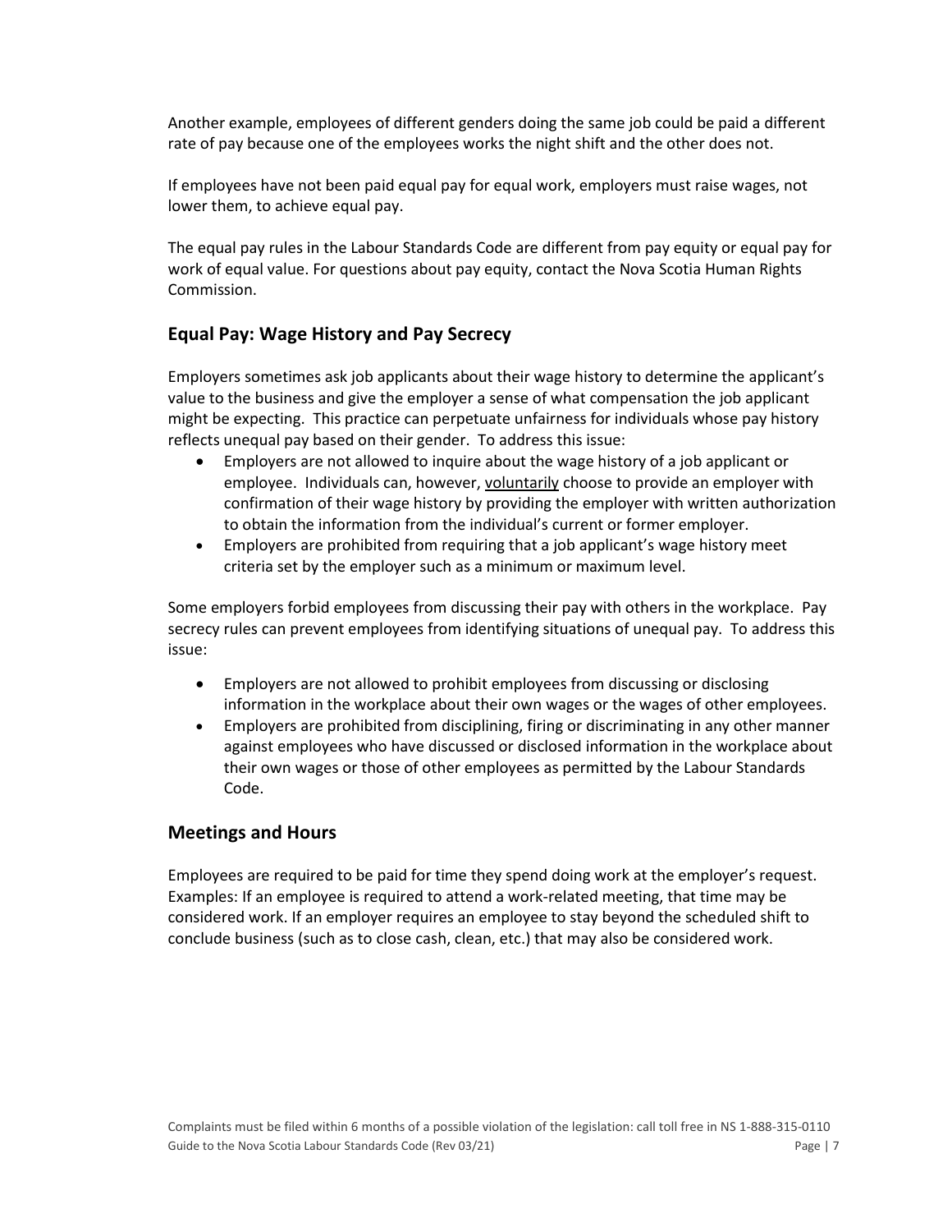Another example, employees of different genders doing the same job could be paid a different rate of pay because one of the employees works the night shift and the other does not.

If employees have not been paid equal pay for equal work, employers must raise wages, not lower them, to achieve equal pay.

The equal pay rules in the Labour Standards Code are different from pay equity or equal pay for work of equal value. For questions about pay equity, contact the Nova Scotia Human Rights Commission.

## Equal Pay: Wage History and Pay Secrecy

Employers sometimes ask job applicants about their wage history to determine the applicant's value to the business and give the employer a sense of what compensation the job applicant might be expecting. This practice can perpetuate unfairness for individuals whose pay history reflects unequal pay based on their gender. To address this issue:

- Employers are not allowed to inquire about the wage history of a job applicant or employee. Individuals can, however, voluntarily choose to provide an employer with confirmation of their wage history by providing the employer with written authorization to obtain the information from the individual's current or former employer.
- Employers are prohibited from requiring that a job applicant's wage history meet criteria set by the employer such as a minimum or maximum level.

Some employers forbid employees from discussing their pay with others in the workplace. Pay secrecy rules can prevent employees from identifying situations of unequal pay. To address this issue:

- Employers are not allowed to prohibit employees from discussing or disclosing information in the workplace about their own wages or the wages of other employees.
- Employers are prohibited from disciplining, firing or discriminating in any other manner against employees who have discussed or disclosed information in the workplace about their own wages or those of other employees as permitted by the Labour Standards Code.

## Meetings and Hours

Employees are required to be paid for time they spend doing work at the employer's request. Examples: If an employee is required to attend a work-related meeting, that time may be considered work. If an employer requires an employee to stay beyond the scheduled shift to conclude business (such as to close cash, clean, etc.) that may also be considered work.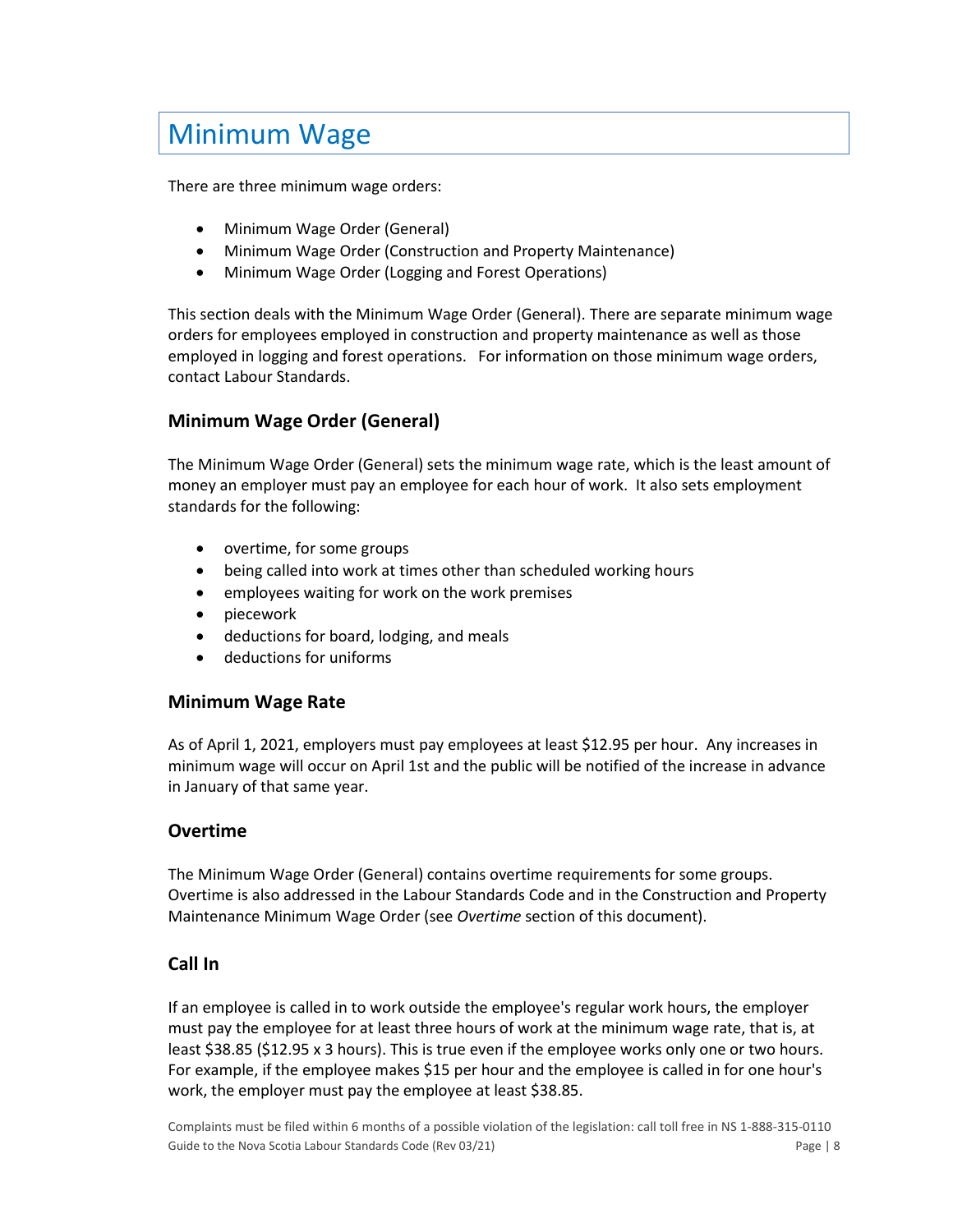# Minimum Wage

There are three minimum wage orders:

- Minimum Wage Order (General)
- Minimum Wage Order (Construction and Property Maintenance)
- Minimum Wage Order (Logging and Forest Operations)

This section deals with the Minimum Wage Order (General). There are separate minimum wage orders for employees employed in construction and property maintenance as well as those employed in logging and forest operations. For information on those minimum wage orders, contact Labour Standards.

## Minimum Wage Order (General)

The Minimum Wage Order (General) sets the minimum wage rate, which is the least amount of money an employer must pay an employee for each hour of work. It also sets employment standards for the following:

- overtime, for some groups
- being called into work at times other than scheduled working hours
- employees waiting for work on the work premises
- piecework
- deductions for board, lodging, and meals
- deductions for uniforms

## Minimum Wage Rate

As of April 1, 2021, employers must pay employees at least $12.95 per hour. Any increases in minimum wage will occur on April 1st and the public will be notified of the increase in advance in January of that same year.

## Overtime

The Minimum Wage Order (General) contains overtime requirements for some groups. Overtime is also addressed in the Labour Standards Code and in the Construction and Property Maintenance Minimum Wage Order (see *Overtime* section of this document).

## Call In

If an employee is called in to work outside the employee's regular work hours, the employer must pay the employee for at least three hours of work at the minimum wage rate, that is, at least $38.85 ($12.95 x 3 hours). This is true even if the employee works only one or two hours. For example, if the employee makes $15 per hour and the employee is called in for one hour's work, the employer must pay the employee at least $38.85.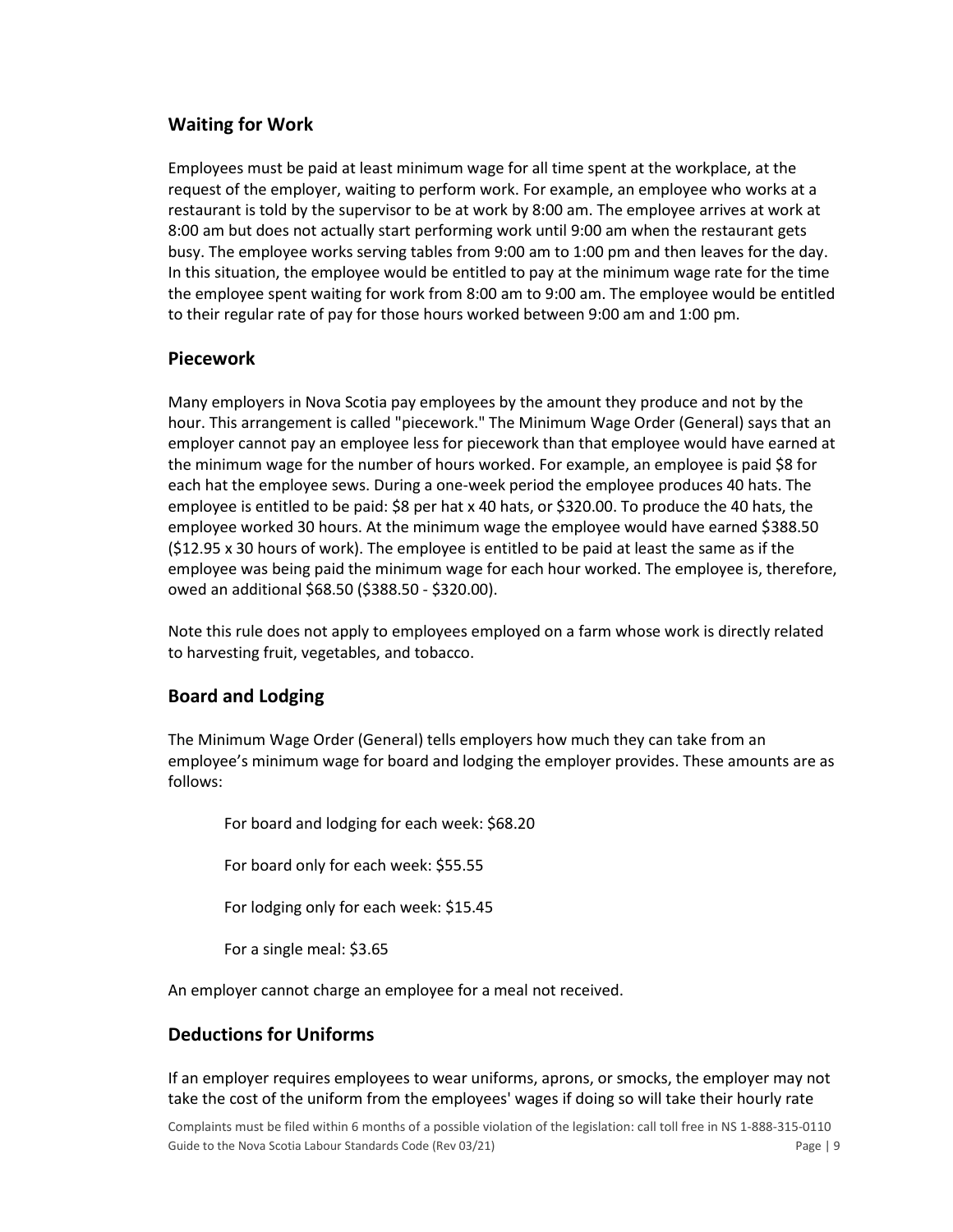## Waiting for Work

Employees must be paid at least minimum wage for all time spent at the workplace, at the request of the employer, waiting to perform work. For example, an employee who works at a restaurant is told by the supervisor to be at work by 8:00 am. The employee arrives at work at 8:00 am but does not actually start performing work until 9:00 am when the restaurant gets busy. The employee works serving tables from 9:00 am to 1:00 pm and then leaves for the day. In this situation, the employee would be entitled to pay at the minimum wage rate for the time the employee spent waiting for work from 8:00 am to 9:00 am. The employee would be entitled to their regular rate of pay for those hours worked between 9:00 am and 1:00 pm.

## Piecework

Many employers in Nova Scotia pay employees by the amount they produce and not by the hour. This arrangement is called "piecework." The Minimum Wage Order (General) says that an employer cannot pay an employee less for piecework than that employee would have earned at the minimum wage for the number of hours worked. For example, an employee is paid $8 for each hat the employee sews. During a one-week period the employee produces 40 hats. The employee is entitled to be paid: $8 per hat x 40 hats, or $320.00. To produce the 40 hats, the employee worked 30 hours. At the minimum wage the employee would have earned $388.50 ($12.95 x 30 hours of work). The employee is entitled to be paid at least the same as if the employee was being paid the minimum wage for each hour worked. The employee is, therefore, owed an additional $68.50 ($388.50 - $320.00).

Note this rule does not apply to employees employed on a farm whose work is directly related to harvesting fruit, vegetables, and tobacco.

## Board and Lodging

The Minimum Wage Order (General) tells employers how much they can take from an employee's minimum wage for board and lodging the employer provides. These amounts are as follows:

For board and lodging for each week: $68.20

For board only for each week: $55.55

For lodging only for each week: $15.45

For a single meal: $3.65

An employer cannot charge an employee for a meal not received.

## Deductions for Uniforms

If an employer requires employees to wear uniforms, aprons, or smocks, the employer may not take the cost of the uniform from the employees' wages if doing so will take their hourly rate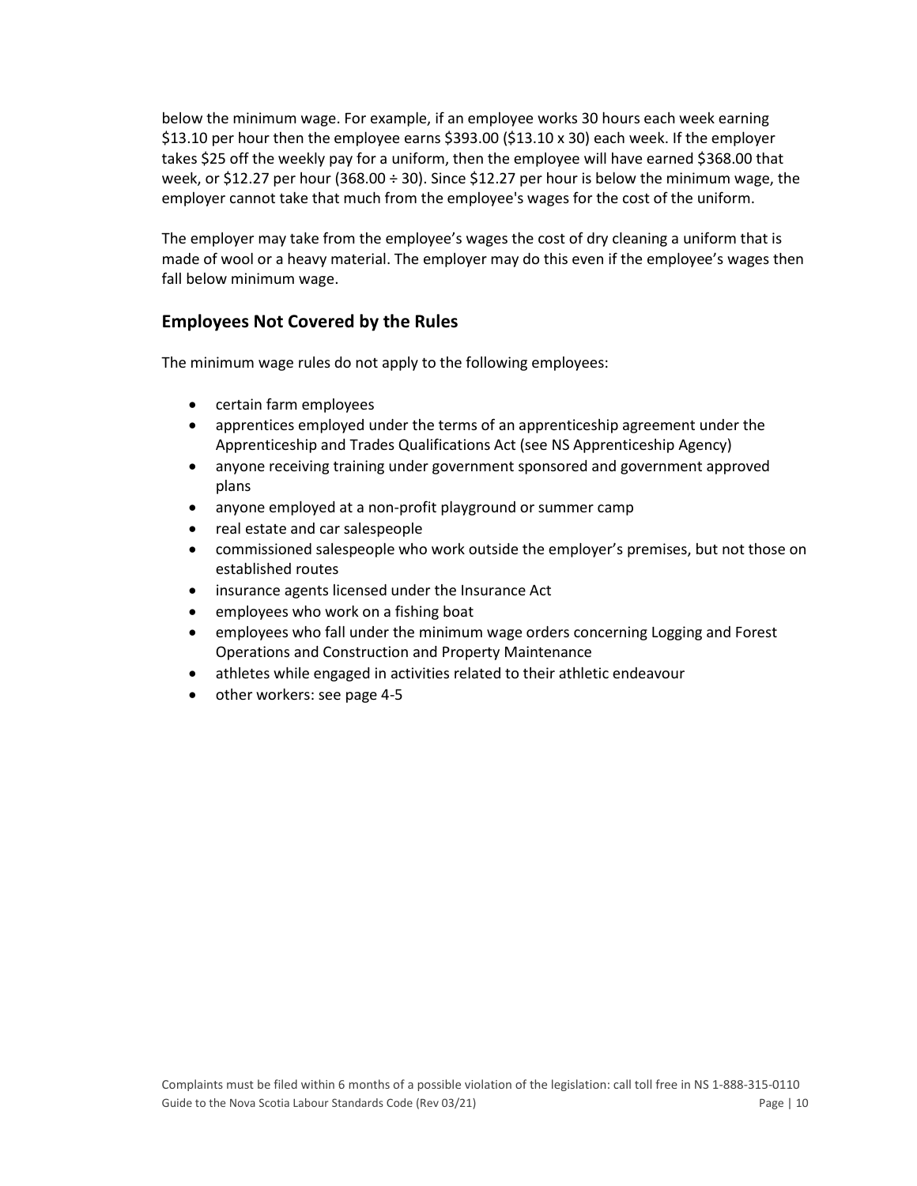below the minimum wage. For example, if an employee works 30 hours each week earning $13.10 per hour then the employee earns $393.00 ($13.10 x 30) each week. If the employer takes $25 off the weekly pay for a uniform, then the employee will have earned $368.00 that week, or $12.27 per hour (368.00 ÷ 30). Since $12.27 per hour is below the minimum wage, the employer cannot take that much from the employee's wages for the cost of the uniform.

The employer may take from the employee's wages the cost of dry cleaning a uniform that is made of wool or a heavy material. The employer may do this even if the employee's wages then fall below minimum wage.

## Employees Not Covered by the Rules

The minimum wage rules do not apply to the following employees:

- certain farm employees
- apprentices employed under the terms of an apprenticeship agreement under the Apprenticeship and Trades Qualifications Act (see NS Apprenticeship Agency)
- anyone receiving training under government sponsored and government approved plans
- anyone employed at a non-profit playground or summer camp
- real estate and car salespeople
- commissioned salespeople who work outside the employer's premises, but not those on established routes
- insurance agents licensed under the Insurance Act
- employees who work on a fishing boat
- employees who fall under the minimum wage orders concerning Logging and Forest Operations and Construction and Property Maintenance
- athletes while engaged in activities related to their athletic endeavour
- other workers: see page 4-5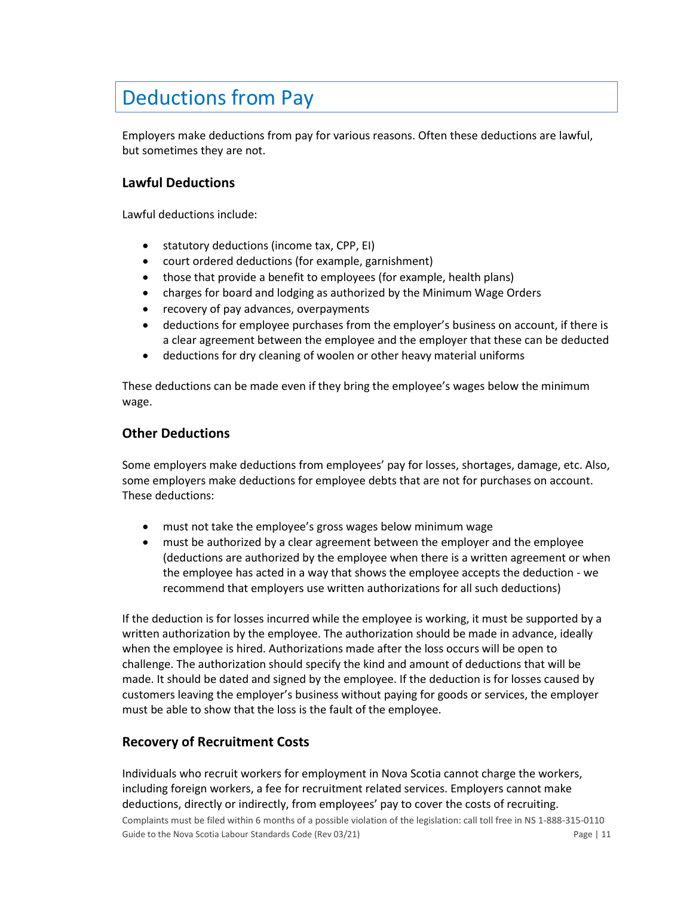# Deductions from Pay

Employers make deductions from pay for various reasons. Often these deductions are lawful, but sometimes they are not.

### Lawful Deductions

Lawful deductions include:

- statutory deductions (income tax, CPP, EI)
- court ordered deductions (for example, garnishment)
- those that provide a benefit to employees (for example, health plans)
- charges for board and lodging as authorized by the Minimum Wage Orders
- recovery of pay advances, overpayments
- deductions for employee purchases from the employer's business on account, if there is a clear agreement between the employee and the employer that these can be deducted
- deductions for dry cleaning of woolen or other heavy material uniforms

These deductions can be made even if they bring the employee's wages below the minimum wage.

### Other Deductions

Some employers make deductions from employees' pay for losses, shortages, damage, etc. Also, some employers make deductions for employee debts that are not for purchases on account. These deductions:

- must not take the employee's gross wages below minimum wage
- must be authorized by a clear agreement between the employer and the employee (deductions are authorized by the employee when there is a written agreement or when the employee has acted in a way that shows the employee accepts the deduction - we recommend that employers use written authorizations for all such deductions)

If the deduction is for losses incurred while the employee is working, it must be supported by a written authorization by the employee. The authorization should be made in advance, ideally when the employee is hired. Authorizations made after the loss occurs will be open to challenge. The authorization should specify the kind and amount of deductions that will be made. It should be dated and signed by the employee. If the deduction is for losses caused by customers leaving the employer's business without paying for goods or services, the employer must be able to show that the loss is the fault of the employee.

### Recovery of Recruitment Costs

Individuals who recruit workers for employment in Nova Scotia cannot charge the workers, including foreign workers, a fee for recruitment related services. Employers cannot make deductions, directly or indirectly, from employees' pay to cover the costs of recruiting.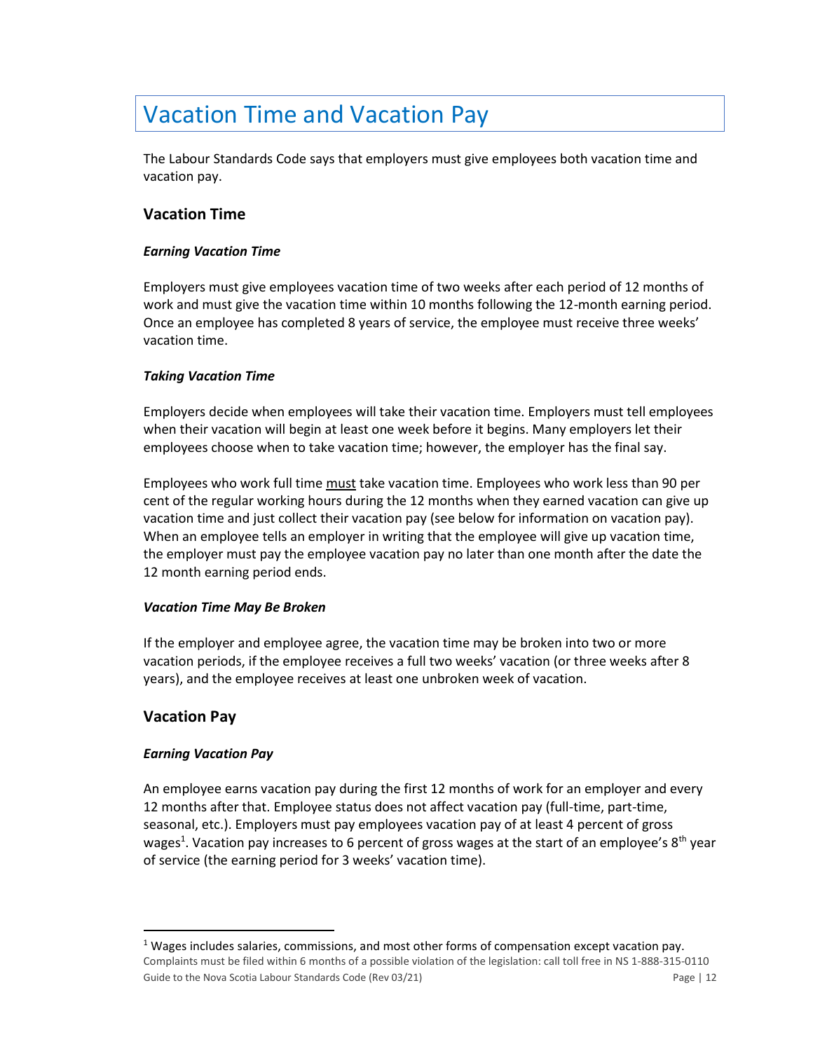# Vacation Time and Vacation Pay

The Labour Standards Code says that employers must give employees both vacation time and vacation pay.

## Vacation Time

### *Earning Vacation Time*

Employers must give employees vacation time of two weeks after each period of 12 months of work and must give the vacation time within 10 months following the 12-month earning period. Once an employee has completed 8 years of service, the employee must receive three weeks' vacation time.

### *Taking Vacation Time*

Employers decide when employees will take their vacation time. Employers must tell employees when their vacation will begin at least one week before it begins. Many employers let their employees choose when to take vacation time; however, the employer has the final say.

Employees who work full time <u>must</u> take vacation time. Employees who work less than 90 per cent of the regular working hours during the 12 months when they earned vacation can give up vacation time and just collect their vacation pay (see below for information on vacation pay). When an employee tells an employer in writing that the employee will give up vacation time, the employer must pay the employee vacation pay no later than one month after the date the 12 month earning period ends.

### *Vacation Time May Be Broken*

If the employer and employee agree, the vacation time may be broken into two or more vacation periods, if the employee receives a full two weeks' vacation (or three weeks after 8 years), and the employee receives at least one unbroken week of vacation.

## Vacation Pay

### *Earning Vacation Pay*

An employee earns vacation pay during the first 12 months of work for an employer and every 12 months after that. Employee status does not affect vacation pay (full-time, part-time, seasonal, etc.). Employers must pay employees vacation pay of at least 4 percent of gross wages[1]. Vacation pay increases to 6 percent of gross wages at the start of an employee's 8th year of service (the earning period for 3 weeks' vacation time).

[1] Wages includes salaries, commissions, and most other forms of compensation except vacation pay.

Complaints must be filed within 6 months of a possible violation of the legislation: call toll free in NS 1-888-315-0110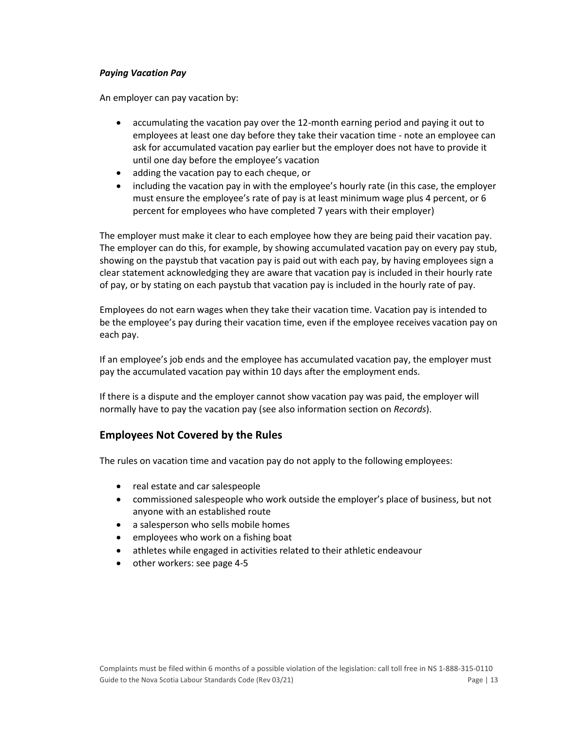***Paying Vacation Pay***

An employer can pay vacation by:

- accumulating the vacation pay over the 12-month earning period and paying it out to employees at least one day before they take their vacation time - note an employee can ask for accumulated vacation pay earlier but the employer does not have to provide it until one day before the employee's vacation
- adding the vacation pay to each cheque, or
- including the vacation pay in with the employee's hourly rate (in this case, the employer must ensure the employee's rate of pay is at least minimum wage plus 4 percent, or 6 percent for employees who have completed 7 years with their employer)

The employer must make it clear to each employee how they are being paid their vacation pay. The employer can do this, for example, by showing accumulated vacation pay on every pay stub, showing on the paystub that vacation pay is paid out with each pay, by having employees sign a clear statement acknowledging they are aware that vacation pay is included in their hourly rate of pay, or by stating on each paystub that vacation pay is included in the hourly rate of pay.

Employees do not earn wages when they take their vacation time. Vacation pay is intended to be the employee's pay during their vacation time, even if the employee receives vacation pay on each pay.

If an employee's job ends and the employee has accumulated vacation pay, the employer must pay the accumulated vacation pay within 10 days after the employment ends.

If there is a dispute and the employer cannot show vacation pay was paid, the employer will normally have to pay the vacation pay (see also information section on *Records*).

## Employees Not Covered by the Rules

The rules on vacation time and vacation pay do not apply to the following employees:

- real estate and car salespeople
- commissioned salespeople who work outside the employer's place of business, but not anyone with an established route
- a salesperson who sells mobile homes
- employees who work on a fishing boat
- athletes while engaged in activities related to their athletic endeavour
- other workers: see page 4-5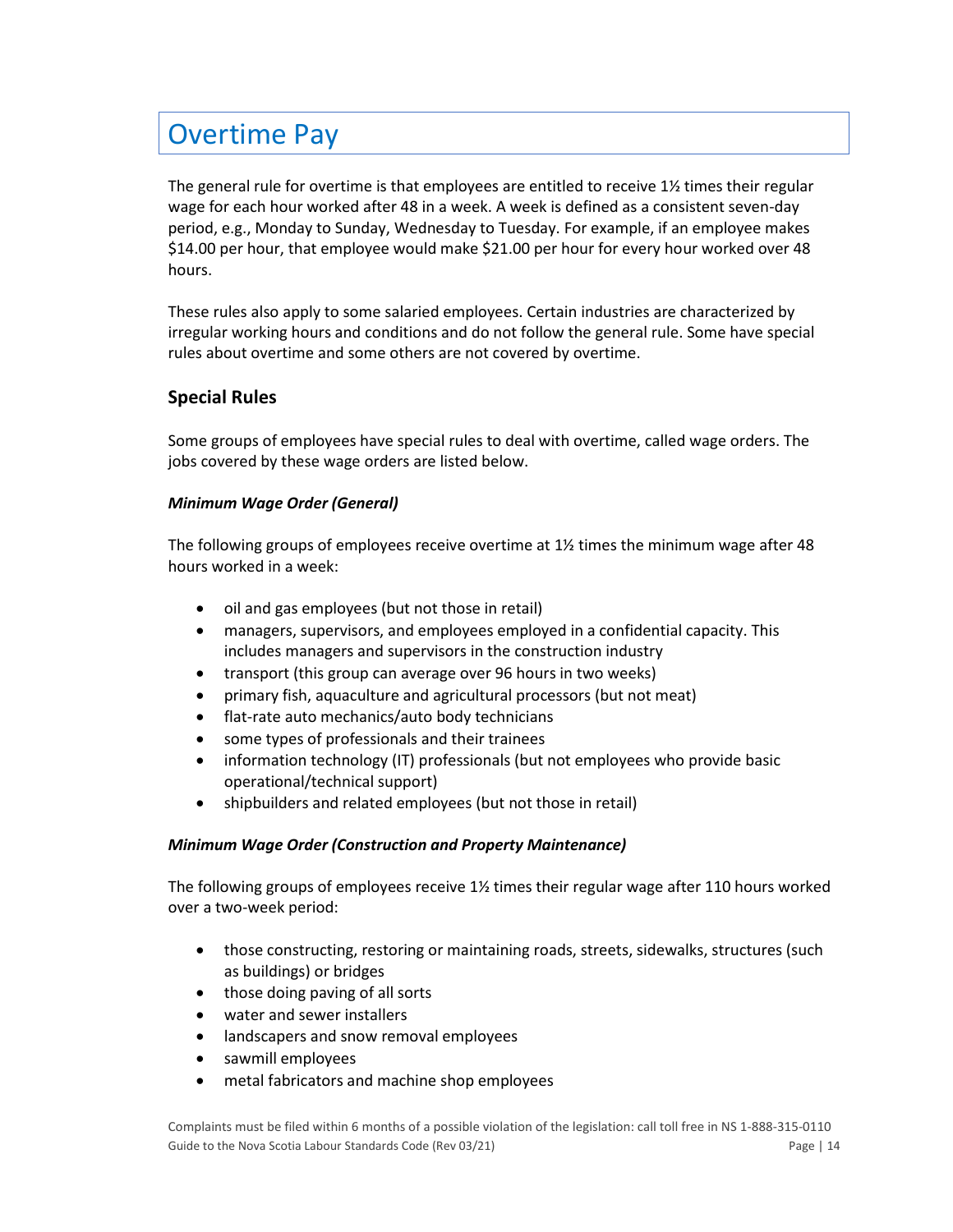# Overtime Pay

The general rule for overtime is that employees are entitled to receive 1½ times their regular wage for each hour worked after 48 in a week. A week is defined as a consistent seven-day period, e.g., Monday to Sunday, Wednesday to Tuesday. For example, if an employee makes $14.00 per hour, that employee would make $21.00 per hour for every hour worked over 48 hours.

These rules also apply to some salaried employees. Certain industries are characterized by irregular working hours and conditions and do not follow the general rule. Some have special rules about overtime and some others are not covered by overtime.

## Special Rules

Some groups of employees have special rules to deal with overtime, called wage orders. The jobs covered by these wage orders are listed below.

***Minimum Wage Order (General)***

The following groups of employees receive overtime at 1½ times the minimum wage after 48 hours worked in a week:

- oil and gas employees (but not those in retail)
- managers, supervisors, and employees employed in a confidential capacity. This includes managers and supervisors in the construction industry
- transport (this group can average over 96 hours in two weeks)
- primary fish, aquaculture and agricultural processors (but not meat)
- flat-rate auto mechanics/auto body technicians
- some types of professionals and their trainees
- information technology (IT) professionals (but not employees who provide basic operational/technical support)
- shipbuilders and related employees (but not those in retail)

***Minimum Wage Order (Construction and Property Maintenance)***

The following groups of employees receive 1½ times their regular wage after 110 hours worked over a two-week period:

- those constructing, restoring or maintaining roads, streets, sidewalks, structures (such as buildings) or bridges
- those doing paving of all sorts
- water and sewer installers
- landscapers and snow removal employees
- sawmill employees
- metal fabricators and machine shop employees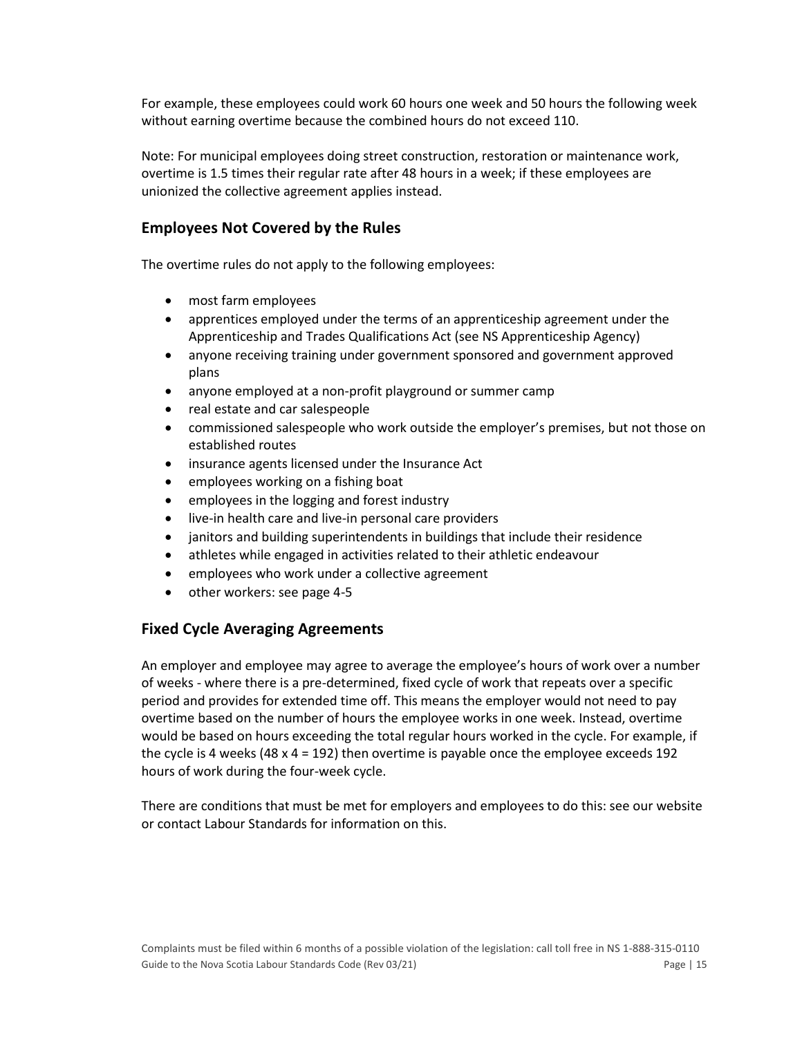For example, these employees could work 60 hours one week and 50 hours the following week without earning overtime because the combined hours do not exceed 110.

Note: For municipal employees doing street construction, restoration or maintenance work, overtime is 1.5 times their regular rate after 48 hours in a week; if these employees are unionized the collective agreement applies instead.

## Employees Not Covered by the Rules

The overtime rules do not apply to the following employees:

- most farm employees
- apprentices employed under the terms of an apprenticeship agreement under the Apprenticeship and Trades Qualifications Act (see NS Apprenticeship Agency)
- anyone receiving training under government sponsored and government approved plans
- anyone employed at a non-profit playground or summer camp
- real estate and car salespeople
- commissioned salespeople who work outside the employer's premises, but not those on established routes
- insurance agents licensed under the Insurance Act
- employees working on a fishing boat
- employees in the logging and forest industry
- live-in health care and live-in personal care providers
- janitors and building superintendents in buildings that include their residence
- athletes while engaged in activities related to their athletic endeavour
- employees who work under a collective agreement
- other workers: see page 4-5

## Fixed Cycle Averaging Agreements

An employer and employee may agree to average the employee's hours of work over a number of weeks - where there is a pre-determined, fixed cycle of work that repeats over a specific period and provides for extended time off. This means the employer would not need to pay overtime based on the number of hours the employee works in one week. Instead, overtime would be based on hours exceeding the total regular hours worked in the cycle. For example, if the cycle is 4 weeks (48 x 4 = 192) then overtime is payable once the employee exceeds 192 hours of work during the four-week cycle.

There are conditions that must be met for employers and employees to do this: see our website or contact Labour Standards for information on this.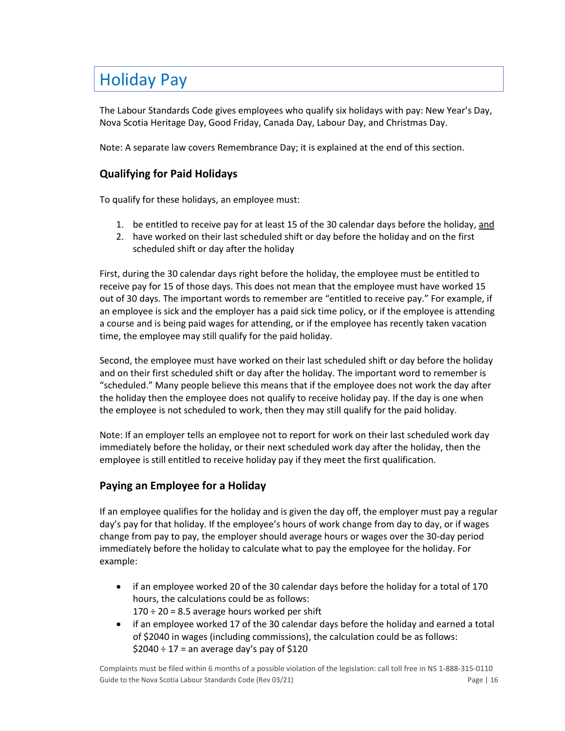# Holiday Pay

The Labour Standards Code gives employees who qualify six holidays with pay: New Year's Day, Nova Scotia Heritage Day, Good Friday, Canada Day, Labour Day, and Christmas Day.

Note: A separate law covers Remembrance Day; it is explained at the end of this section.

## Qualifying for Paid Holidays

To qualify for these holidays, an employee must:

1. be entitled to receive pay for at least 15 of the 30 calendar days before the holiday, and
2. have worked on their last scheduled shift or day before the holiday and on the first scheduled shift or day after the holiday

First, during the 30 calendar days right before the holiday, the employee must be entitled to receive pay for 15 of those days. This does not mean that the employee must have worked 15 out of 30 days. The important words to remember are "entitled to receive pay." For example, if an employee is sick and the employer has a paid sick time policy, or if the employee is attending a course and is being paid wages for attending, or if the employee has recently taken vacation time, the employee may still qualify for the paid holiday.

Second, the employee must have worked on their last scheduled shift or day before the holiday and on their first scheduled shift or day after the holiday. The important word to remember is "scheduled." Many people believe this means that if the employee does not work the day after the holiday then the employee does not qualify to receive holiday pay. If the day is one when the employee is not scheduled to work, then they may still qualify for the paid holiday.

Note: If an employer tells an employee not to report for work on their last scheduled work day immediately before the holiday, or their next scheduled work day after the holiday, then the employee is still entitled to receive holiday pay if they meet the first qualification.

## Paying an Employee for a Holiday

If an employee qualifies for the holiday and is given the day off, the employer must pay a regular day's pay for that holiday. If the employee's hours of work change from day to day, or if wages change from pay to pay, the employer should average hours or wages over the 30-day period immediately before the holiday to calculate what to pay the employee for the holiday. For example:

- if an employee worked 20 of the 30 calendar days before the holiday for a total of 170 hours, the calculations could be as follows:
  170 ÷ 20 = 8.5 average hours worked per shift
- if an employee worked 17 of the 30 calendar days before the holiday and earned a total of $2040 in wages (including commissions), the calculation could be as follows:
  $2040 ÷ 17 = an average day's pay of $120

Complaints must be filed within 6 months of a possible violation of the legislation: call toll free in NS 1-888-315-0110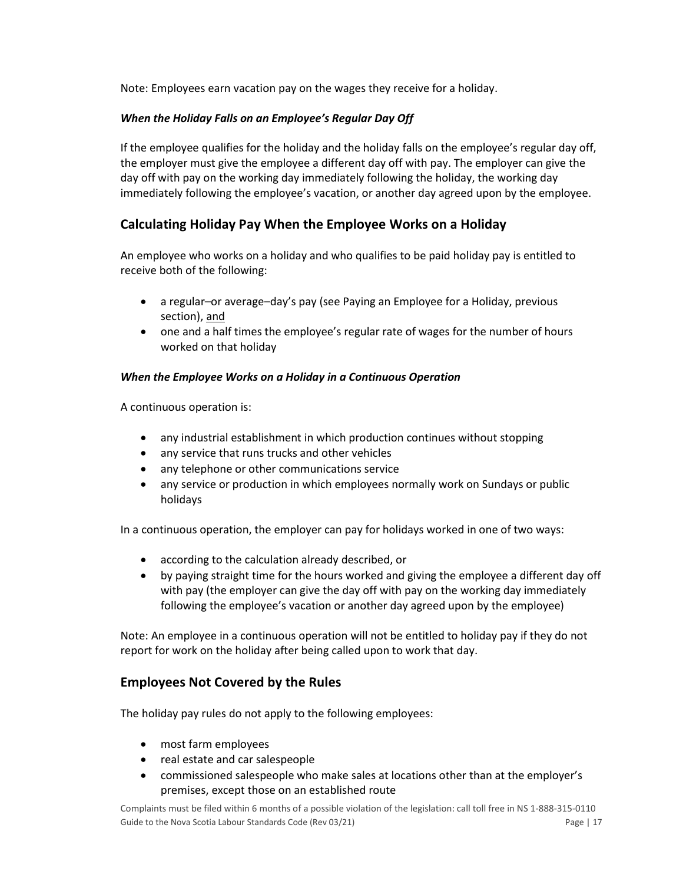Note: Employees earn vacation pay on the wages they receive for a holiday.

#### *When the Holiday Falls on an Employee's Regular Day Off*

If the employee qualifies for the holiday and the holiday falls on the employee's regular day off, the employer must give the employee a different day off with pay. The employer can give the day off with pay on the working day immediately following the holiday, the working day immediately following the employee's vacation, or another day agreed upon by the employee.

### Calculating Holiday Pay When the Employee Works on a Holiday

An employee who works on a holiday and who qualifies to be paid holiday pay is entitled to receive both of the following:

- a regular–or average–day's pay (see Paying an Employee for a Holiday, previous section), <u>and</u>
- one and a half times the employee's regular rate of wages for the number of hours worked on that holiday

#### *When the Employee Works on a Holiday in a Continuous Operation*

A continuous operation is:

- any industrial establishment in which production continues without stopping
- any service that runs trucks and other vehicles
- any telephone or other communications service
- any service or production in which employees normally work on Sundays or public holidays

In a continuous operation, the employer can pay for holidays worked in one of two ways:

- according to the calculation already described, or
- by paying straight time for the hours worked and giving the employee a different day off with pay (the employer can give the day off with pay on the working day immediately following the employee's vacation or another day agreed upon by the employee)

Note: An employee in a continuous operation will not be entitled to holiday pay if they do not report for work on the holiday after being called upon to work that day.

### Employees Not Covered by the Rules

The holiday pay rules do not apply to the following employees:

- most farm employees
- real estate and car salespeople
- commissioned salespeople who make sales at locations other than at the employer's premises, except those on an established route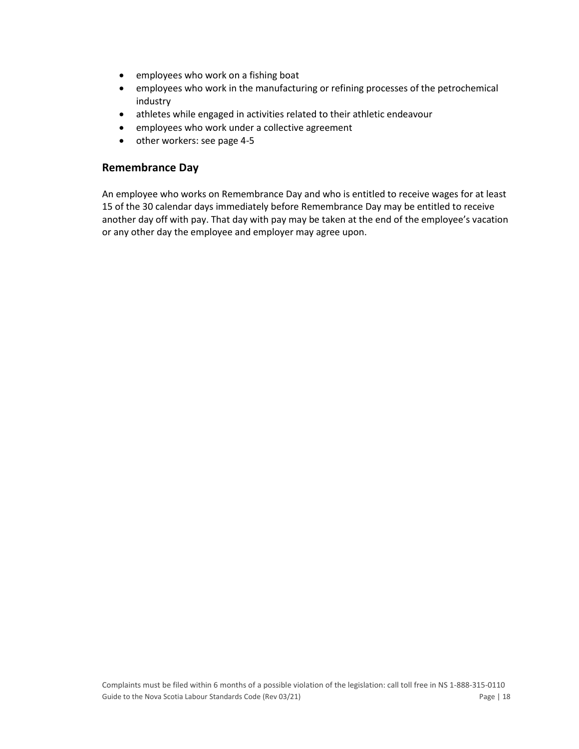- employees who work on a fishing boat
- employees who work in the manufacturing or refining processes of the petrochemical industry
- athletes while engaged in activities related to their athletic endeavour
- employees who work under a collective agreement
- other workers: see page 4-5

## Remembrance Day

An employee who works on Remembrance Day and who is entitled to receive wages for at least 15 of the 30 calendar days immediately before Remembrance Day may be entitled to receive another day off with pay. That day with pay may be taken at the end of the employee's vacation or any other day the employee and employer may agree upon.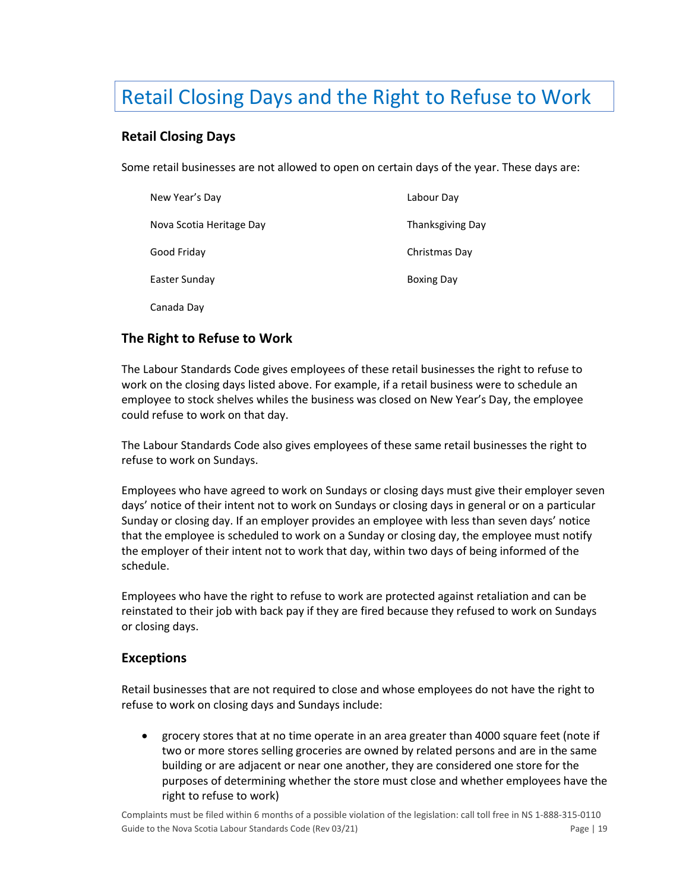# Retail Closing Days and the Right to Refuse to Work

## Retail Closing Days

Some retail businesses are not allowed to open on certain days of the year. These days are:

- New Year's Day
- Nova Scotia Heritage Day
- Good Friday
- Easter Sunday
- Canada Day
- Labour Day
- Thanksgiving Day
- Christmas Day
- Boxing Day

## The Right to Refuse to Work

The Labour Standards Code gives employees of these retail businesses the right to refuse to work on the closing days listed above. For example, if a retail business were to schedule an employee to stock shelves whiles the business was closed on New Year's Day, the employee could refuse to work on that day.

The Labour Standards Code also gives employees of these same retail businesses the right to refuse to work on Sundays.

Employees who have agreed to work on Sundays or closing days must give their employer seven days' notice of their intent not to work on Sundays or closing days in general or on a particular Sunday or closing day. If an employer provides an employee with less than seven days' notice that the employee is scheduled to work on a Sunday or closing day, the employee must notify the employer of their intent not to work that day, within two days of being informed of the schedule.

Employees who have the right to refuse to work are protected against retaliation and can be reinstated to their job with back pay if they are fired because they refused to work on Sundays or closing days.

## Exceptions

Retail businesses that are not required to close and whose employees do not have the right to refuse to work on closing days and Sundays include:

- grocery stores that at no time operate in an area greater than 4000 square feet (note if two or more stores selling groceries are owned by related persons and are in the same building or are adjacent or near one another, they are considered one store for the purposes of determining whether the store must close and whether employees have the right to refuse to work)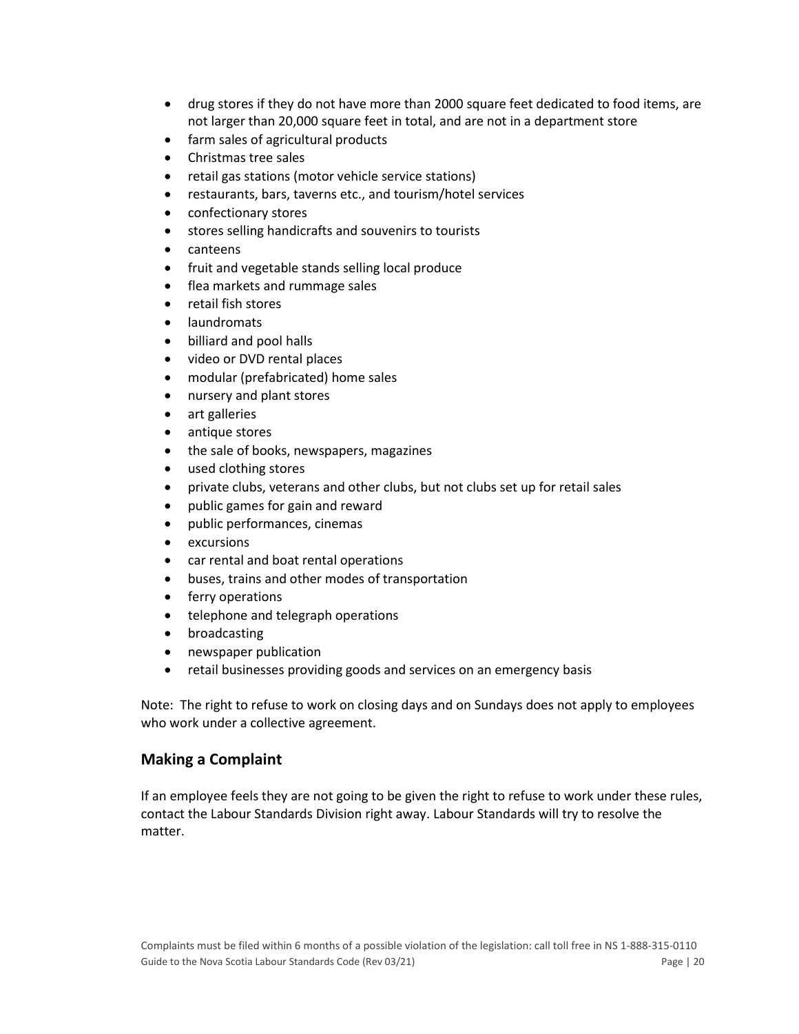- drug stores if they do not have more than 2000 square feet dedicated to food items, are not larger than 20,000 square feet in total, and are not in a department store
- farm sales of agricultural products
- Christmas tree sales
- retail gas stations (motor vehicle service stations)
- restaurants, bars, taverns etc., and tourism/hotel services
- confectionary stores
- stores selling handicrafts and souvenirs to tourists
- canteens
- fruit and vegetable stands selling local produce
- flea markets and rummage sales
- retail fish stores
- laundromats
- billiard and pool halls
- video or DVD rental places
- modular (prefabricated) home sales
- nursery and plant stores
- art galleries
- antique stores
- the sale of books, newspapers, magazines
- used clothing stores
- private clubs, veterans and other clubs, but not clubs set up for retail sales
- public games for gain and reward
- public performances, cinemas
- excursions
- car rental and boat rental operations
- buses, trains and other modes of transportation
- ferry operations
- telephone and telegraph operations
- broadcasting
- newspaper publication
- retail businesses providing goods and services on an emergency basis

Note: The right to refuse to work on closing days and on Sundays does not apply to employees who work under a collective agreement.

## Making a Complaint

If an employee feels they are not going to be given the right to refuse to work under these rules, contact the Labour Standards Division right away. Labour Standards will try to resolve the matter.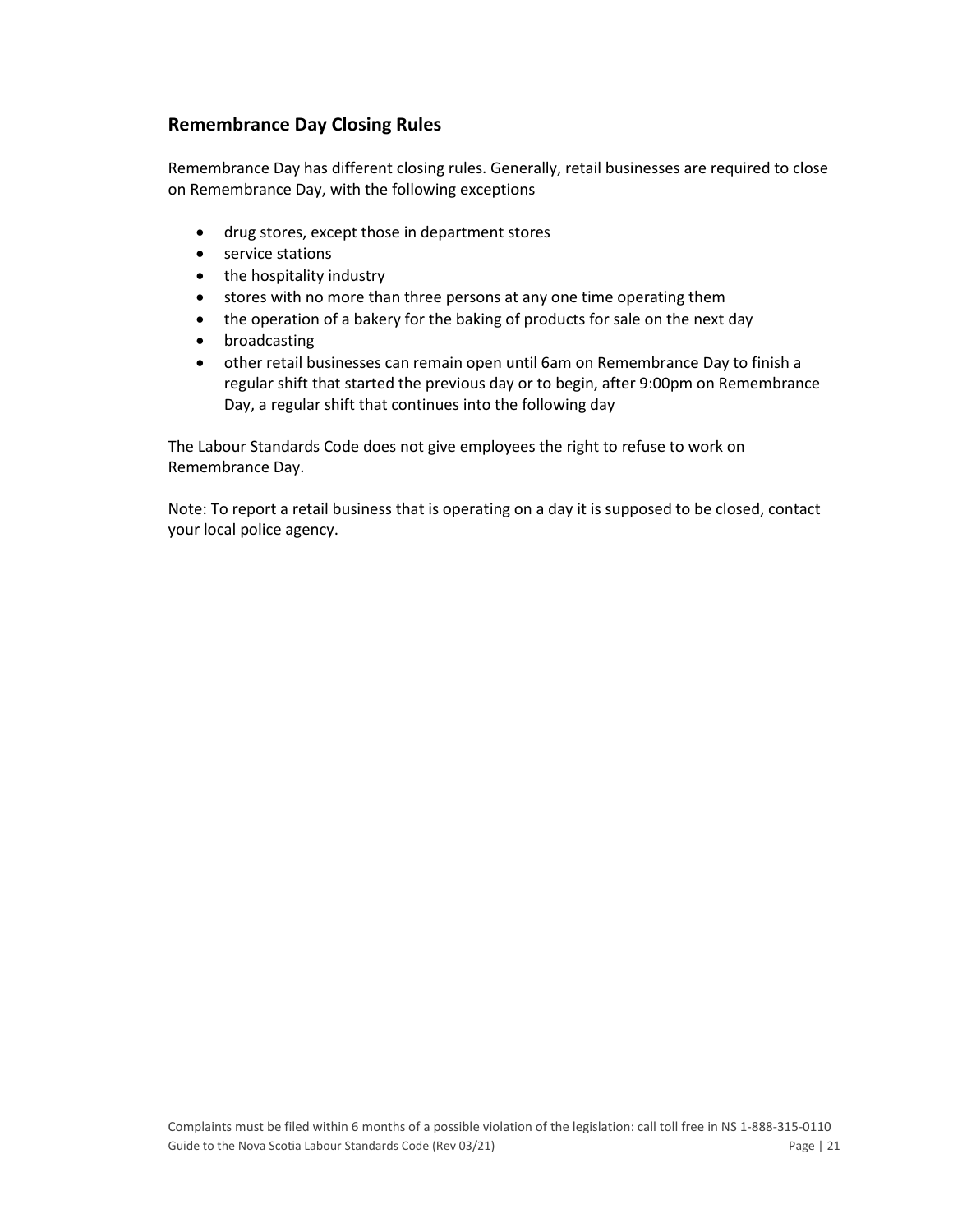## Remembrance Day Closing Rules

Remembrance Day has different closing rules. Generally, retail businesses are required to close on Remembrance Day, with the following exceptions

- drug stores, except those in department stores
- service stations
- the hospitality industry
- stores with no more than three persons at any one time operating them
- the operation of a bakery for the baking of products for sale on the next day
- broadcasting
- other retail businesses can remain open until 6am on Remembrance Day to finish a regular shift that started the previous day or to begin, after 9:00pm on Remembrance Day, a regular shift that continues into the following day

The Labour Standards Code does not give employees the right to refuse to work on Remembrance Day.

Note: To report a retail business that is operating on a day it is supposed to be closed, contact your local police agency.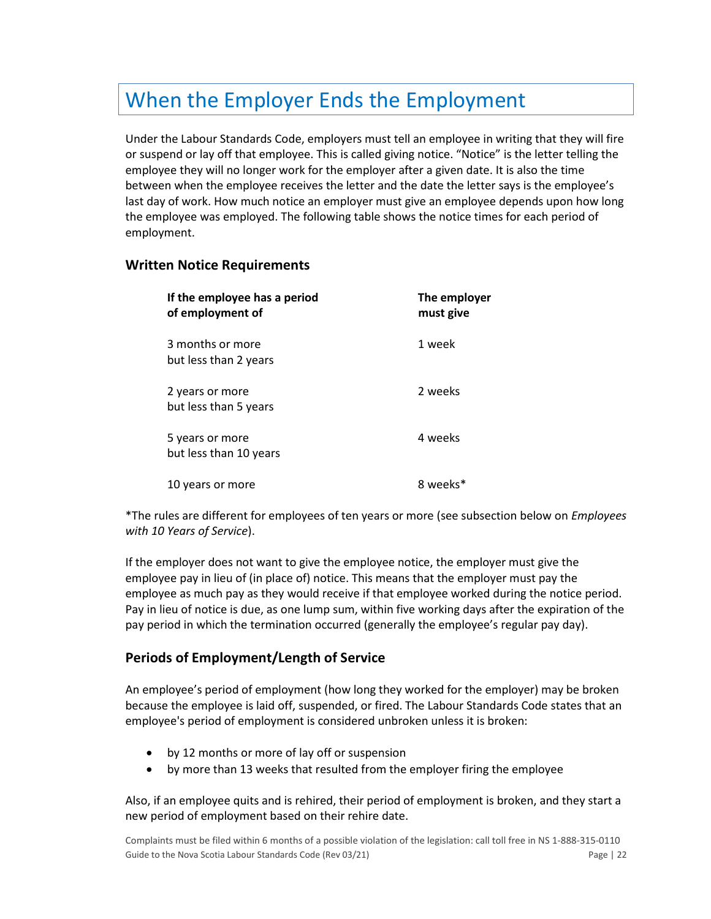# When the Employer Ends the Employment

Under the Labour Standards Code, employers must tell an employee in writing that they will fire or suspend or lay off that employee. This is called giving notice. "Notice" is the letter telling the employee they will no longer work for the employer after a given date. It is also the time between when the employee receives the letter and the date the letter says is the employee's last day of work. How much notice an employer must give an employee depends upon how long the employee was employed. The following table shows the notice times for each period of employment.

## Written Notice Requirements

| If the employee has a period of employment of | The employer must give |
|---|---|
| 3 months or more but less than 2 years | 1 week |
| 2 years or more but less than 5 years | 2 weeks |
| 5 years or more but less than 10 years | 4 weeks |
| 10 years or more | 8 weeks* |

*The rules are different for employees of ten years or more (see subsection below on *Employees with 10 Years of Service*).

If the employer does not want to give the employee notice, the employer must give the employee pay in lieu of (in place of) notice. This means that the employer must pay the employee as much pay as they would receive if that employee worked during the notice period. Pay in lieu of notice is due, as one lump sum, within five working days after the expiration of the pay period in which the termination occurred (generally the employee's regular pay day).

## Periods of Employment/Length of Service

An employee's period of employment (how long they worked for the employer) may be broken because the employee is laid off, suspended, or fired. The Labour Standards Code states that an employee's period of employment is considered unbroken unless it is broken:

- by 12 months or more of lay off or suspension
- by more than 13 weeks that resulted from the employer firing the employee

Also, if an employee quits and is rehired, their period of employment is broken, and they start a new period of employment based on their rehire date.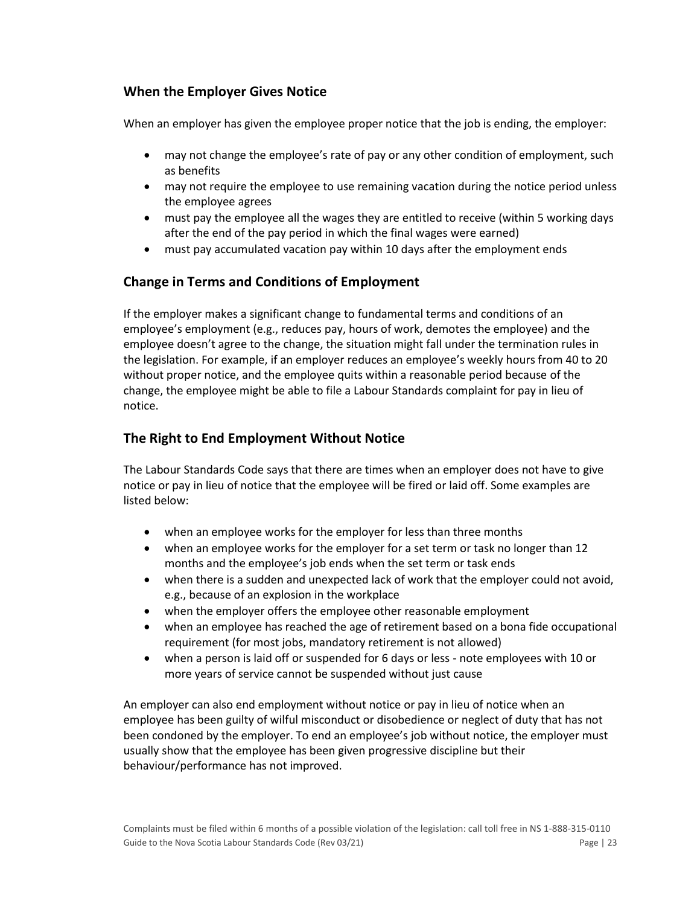## When the Employer Gives Notice

When an employer has given the employee proper notice that the job is ending, the employer:

- may not change the employee's rate of pay or any other condition of employment, such as benefits
- may not require the employee to use remaining vacation during the notice period unless the employee agrees
- must pay the employee all the wages they are entitled to receive (within 5 working days after the end of the pay period in which the final wages were earned)
- must pay accumulated vacation pay within 10 days after the employment ends

## Change in Terms and Conditions of Employment

If the employer makes a significant change to fundamental terms and conditions of an employee's employment (e.g., reduces pay, hours of work, demotes the employee) and the employee doesn't agree to the change, the situation might fall under the termination rules in the legislation. For example, if an employer reduces an employee's weekly hours from 40 to 20 without proper notice, and the employee quits within a reasonable period because of the change, the employee might be able to file a Labour Standards complaint for pay in lieu of notice.

## The Right to End Employment Without Notice

The Labour Standards Code says that there are times when an employer does not have to give notice or pay in lieu of notice that the employee will be fired or laid off. Some examples are listed below:

- when an employee works for the employer for less than three months
- when an employee works for the employer for a set term or task no longer than 12 months and the employee's job ends when the set term or task ends
- when there is a sudden and unexpected lack of work that the employer could not avoid, e.g., because of an explosion in the workplace
- when the employer offers the employee other reasonable employment
- when an employee has reached the age of retirement based on a bona fide occupational requirement (for most jobs, mandatory retirement is not allowed)
- when a person is laid off or suspended for 6 days or less - note employees with 10 or more years of service cannot be suspended without just cause

An employer can also end employment without notice or pay in lieu of notice when an employee has been guilty of wilful misconduct or disobedience or neglect of duty that has not been condoned by the employer. To end an employee's job without notice, the employer must usually show that the employee has been given progressive discipline but their behaviour/performance has not improved.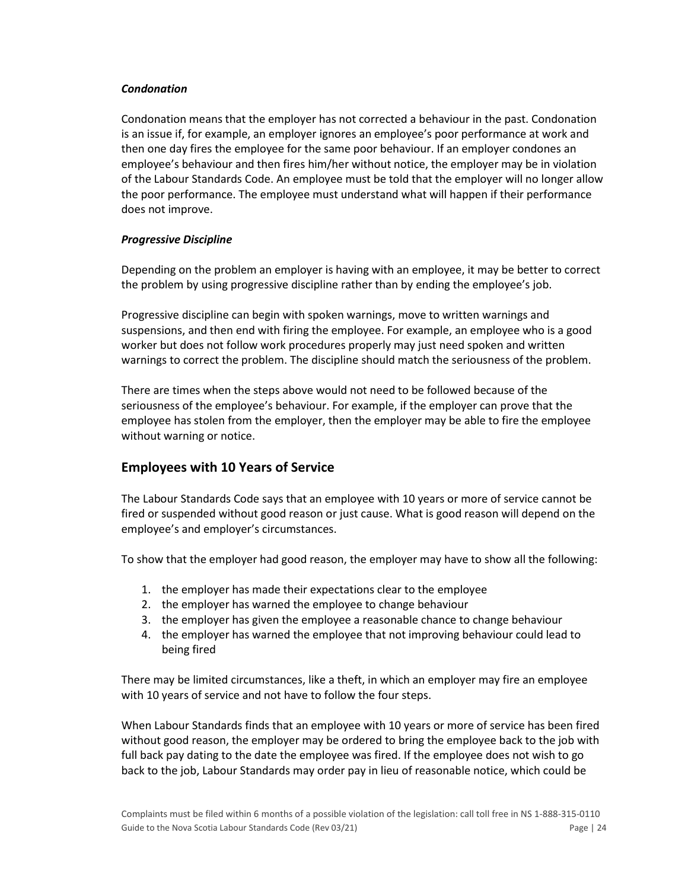### *Condonation*

Condonation means that the employer has not corrected a behaviour in the past. Condonation is an issue if, for example, an employer ignores an employee's poor performance at work and then one day fires the employee for the same poor behaviour. If an employer condones an employee's behaviour and then fires him/her without notice, the employer may be in violation of the Labour Standards Code. An employee must be told that the employer will no longer allow the poor performance. The employee must understand what will happen if their performance does not improve.

### *Progressive Discipline*

Depending on the problem an employer is having with an employee, it may be better to correct the problem by using progressive discipline rather than by ending the employee's job.

Progressive discipline can begin with spoken warnings, move to written warnings and suspensions, and then end with firing the employee. For example, an employee who is a good worker but does not follow work procedures properly may just need spoken and written warnings to correct the problem. The discipline should match the seriousness of the problem.

There are times when the steps above would not need to be followed because of the seriousness of the employee's behaviour. For example, if the employer can prove that the employee has stolen from the employer, then the employer may be able to fire the employee without warning or notice.

## Employees with 10 Years of Service

The Labour Standards Code says that an employee with 10 years or more of service cannot be fired or suspended without good reason or just cause. What is good reason will depend on the employee's and employer's circumstances.

To show that the employer had good reason, the employer may have to show all the following:

1. the employer has made their expectations clear to the employee
2. the employer has warned the employee to change behaviour
3. the employer has given the employee a reasonable chance to change behaviour
4. the employer has warned the employee that not improving behaviour could lead to being fired

There may be limited circumstances, like a theft, in which an employer may fire an employee with 10 years of service and not have to follow the four steps.

When Labour Standards finds that an employee with 10 years or more of service has been fired without good reason, the employer may be ordered to bring the employee back to the job with full back pay dating to the date the employee was fired. If the employee does not wish to go back to the job, Labour Standards may order pay in lieu of reasonable notice, which could be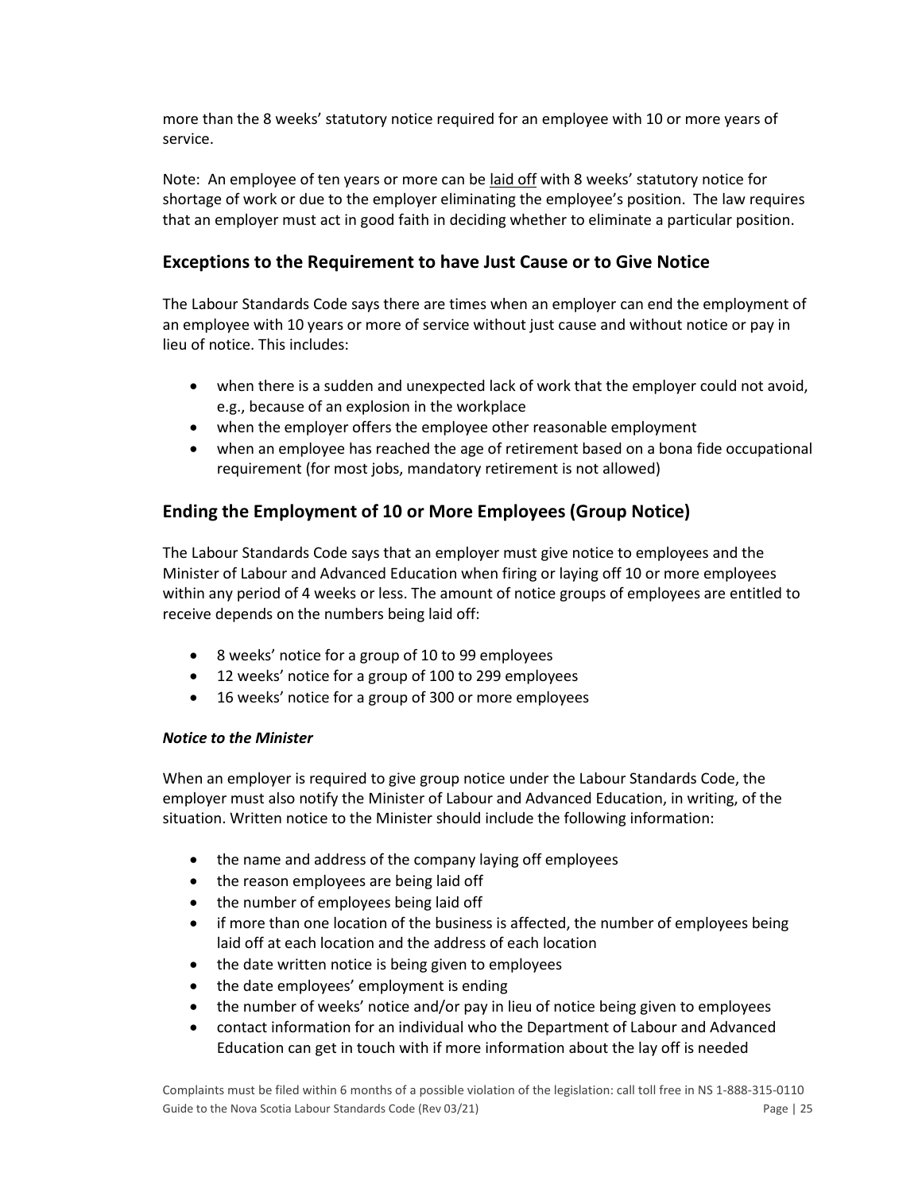more than the 8 weeks' statutory notice required for an employee with 10 or more years of service.

Note: An employee of ten years or more can be laid off with 8 weeks' statutory notice for shortage of work or due to the employer eliminating the employee's position. The law requires that an employer must act in good faith in deciding whether to eliminate a particular position.

## Exceptions to the Requirement to have Just Cause or to Give Notice

The Labour Standards Code says there are times when an employer can end the employment of an employee with 10 years or more of service without just cause and without notice or pay in lieu of notice. This includes:

- when there is a sudden and unexpected lack of work that the employer could not avoid, e.g., because of an explosion in the workplace
- when the employer offers the employee other reasonable employment
- when an employee has reached the age of retirement based on a bona fide occupational requirement (for most jobs, mandatory retirement is not allowed)

## Ending the Employment of 10 or More Employees (Group Notice)

The Labour Standards Code says that an employer must give notice to employees and the Minister of Labour and Advanced Education when firing or laying off 10 or more employees within any period of 4 weeks or less. The amount of notice groups of employees are entitled to receive depends on the numbers being laid off:

- 8 weeks' notice for a group of 10 to 99 employees
- 12 weeks' notice for a group of 100 to 299 employees
- 16 weeks' notice for a group of 300 or more employees

***Notice to the Minister***

When an employer is required to give group notice under the Labour Standards Code, the employer must also notify the Minister of Labour and Advanced Education, in writing, of the situation. Written notice to the Minister should include the following information:

- the name and address of the company laying off employees
- the reason employees are being laid off
- the number of employees being laid off
- if more than one location of the business is affected, the number of employees being laid off at each location and the address of each location
- the date written notice is being given to employees
- the date employees' employment is ending
- the number of weeks' notice and/or pay in lieu of notice being given to employees
- contact information for an individual who the Department of Labour and Advanced Education can get in touch with if more information about the lay off is needed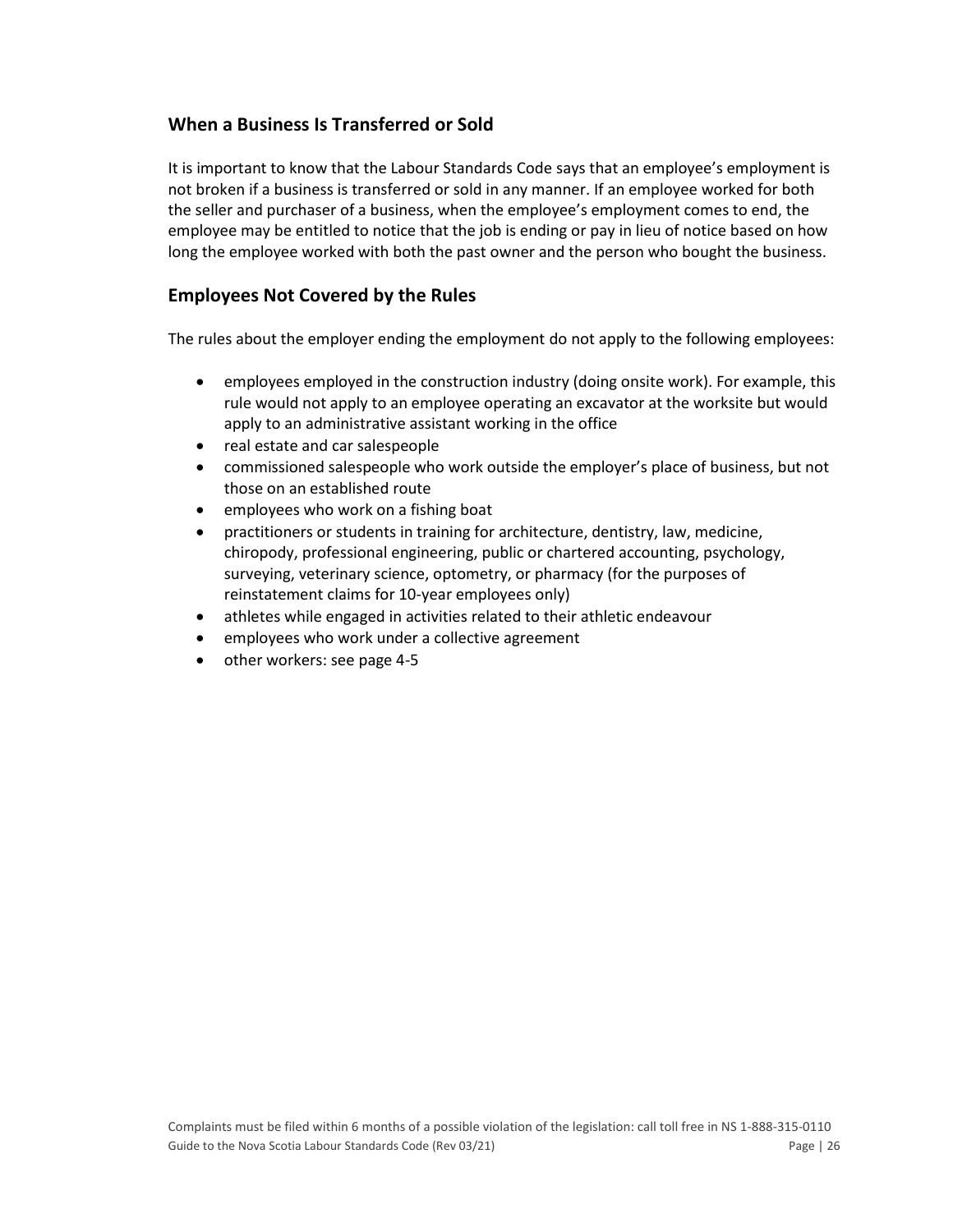## When a Business Is Transferred or Sold

It is important to know that the Labour Standards Code says that an employee's employment is not broken if a business is transferred or sold in any manner. If an employee worked for both the seller and purchaser of a business, when the employee's employment comes to end, the employee may be entitled to notice that the job is ending or pay in lieu of notice based on how long the employee worked with both the past owner and the person who bought the business.

## Employees Not Covered by the Rules

The rules about the employer ending the employment do not apply to the following employees:

- employees employed in the construction industry (doing onsite work). For example, this rule would not apply to an employee operating an excavator at the worksite but would apply to an administrative assistant working in the office
- real estate and car salespeople
- commissioned salespeople who work outside the employer's place of business, but not those on an established route
- employees who work on a fishing boat
- practitioners or students in training for architecture, dentistry, law, medicine, chiropody, professional engineering, public or chartered accounting, psychology, surveying, veterinary science, optometry, or pharmacy (for the purposes of reinstatement claims for 10-year employees only)
- athletes while engaged in activities related to their athletic endeavour
- employees who work under a collective agreement
- other workers: see page 4-5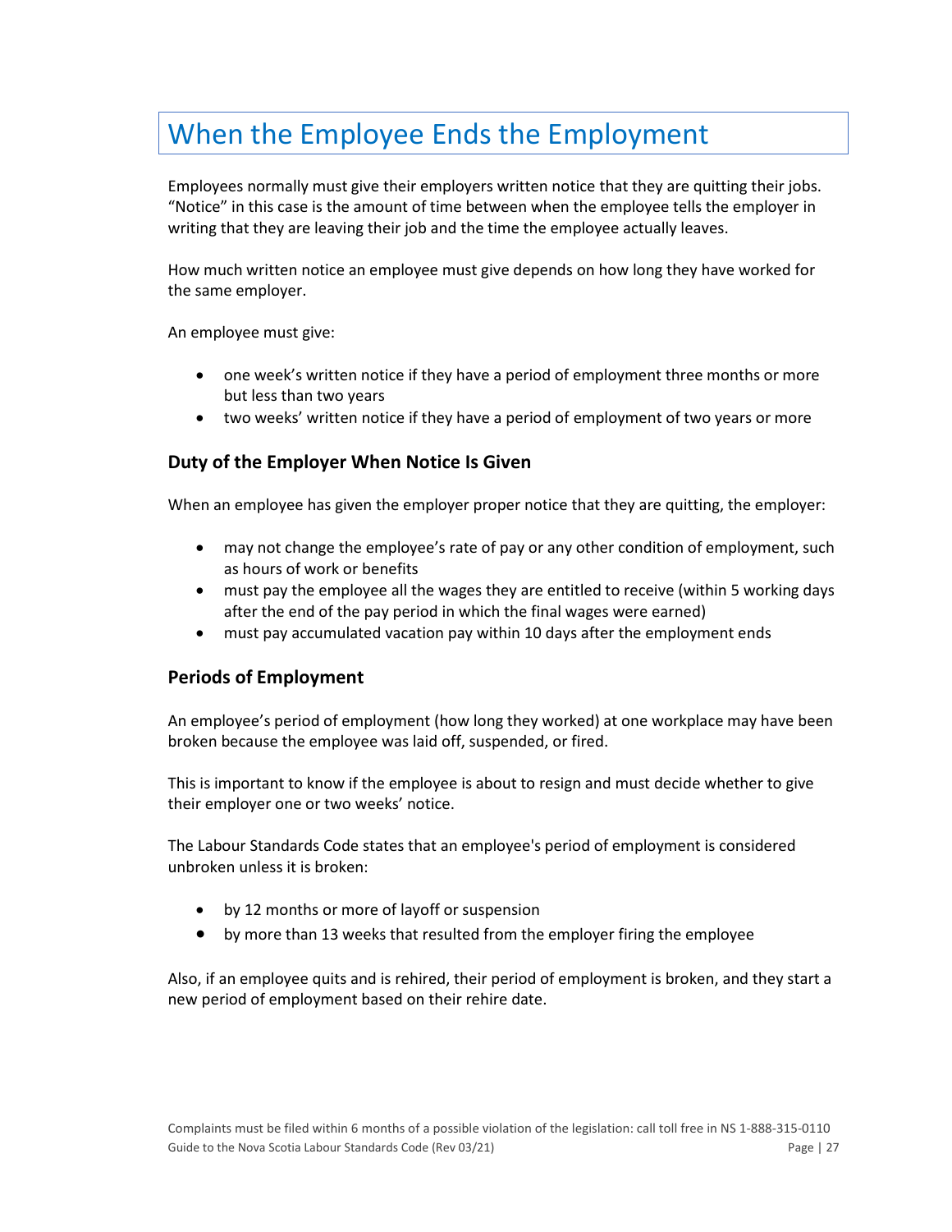# When the Employee Ends the Employment

Employees normally must give their employers written notice that they are quitting their jobs. "Notice" in this case is the amount of time between when the employee tells the employer in writing that they are leaving their job and the time the employee actually leaves.

How much written notice an employee must give depends on how long they have worked for the same employer.

An employee must give:

- one week's written notice if they have a period of employment three months or more but less than two years
- two weeks' written notice if they have a period of employment of two years or more

## Duty of the Employer When Notice Is Given

When an employee has given the employer proper notice that they are quitting, the employer:

- may not change the employee's rate of pay or any other condition of employment, such as hours of work or benefits
- must pay the employee all the wages they are entitled to receive (within 5 working days after the end of the pay period in which the final wages were earned)
- must pay accumulated vacation pay within 10 days after the employment ends

## Periods of Employment

An employee's period of employment (how long they worked) at one workplace may have been broken because the employee was laid off, suspended, or fired.

This is important to know if the employee is about to resign and must decide whether to give their employer one or two weeks' notice.

The Labour Standards Code states that an employee's period of employment is considered unbroken unless it is broken:

- by 12 months or more of layoff or suspension
- by more than 13 weeks that resulted from the employer firing the employee

Also, if an employee quits and is rehired, their period of employment is broken, and they start a new period of employment based on their rehire date.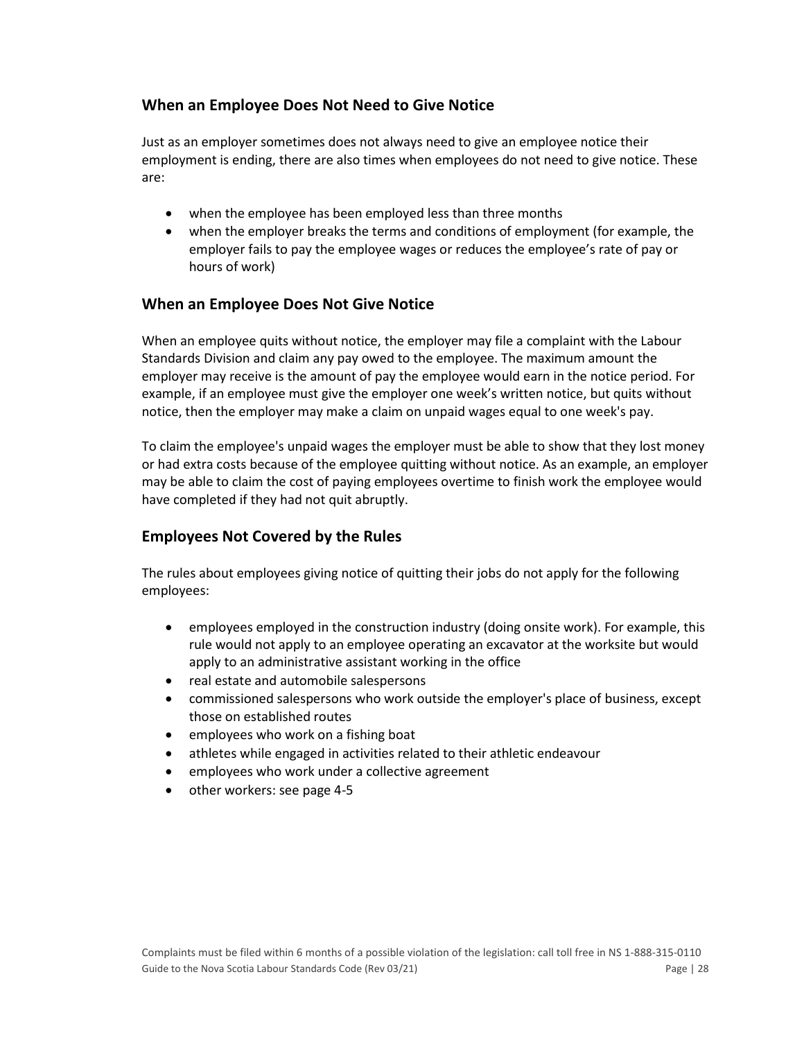## When an Employee Does Not Need to Give Notice

Just as an employer sometimes does not always need to give an employee notice their employment is ending, there are also times when employees do not need to give notice. These are:

- when the employee has been employed less than three months
- when the employer breaks the terms and conditions of employment (for example, the employer fails to pay the employee wages or reduces the employee's rate of pay or hours of work)

## When an Employee Does Not Give Notice

When an employee quits without notice, the employer may file a complaint with the Labour Standards Division and claim any pay owed to the employee. The maximum amount the employer may receive is the amount of pay the employee would earn in the notice period. For example, if an employee must give the employer one week's written notice, but quits without notice, then the employer may make a claim on unpaid wages equal to one week's pay.

To claim the employee's unpaid wages the employer must be able to show that they lost money or had extra costs because of the employee quitting without notice. As an example, an employer may be able to claim the cost of paying employees overtime to finish work the employee would have completed if they had not quit abruptly.

## Employees Not Covered by the Rules

The rules about employees giving notice of quitting their jobs do not apply for the following employees:

- employees employed in the construction industry (doing onsite work). For example, this rule would not apply to an employee operating an excavator at the worksite but would apply to an administrative assistant working in the office
- real estate and automobile salespersons
- commissioned salespersons who work outside the employer's place of business, except those on established routes
- employees who work on a fishing boat
- athletes while engaged in activities related to their athletic endeavour
- employees who work under a collective agreement
- other workers: see page 4-5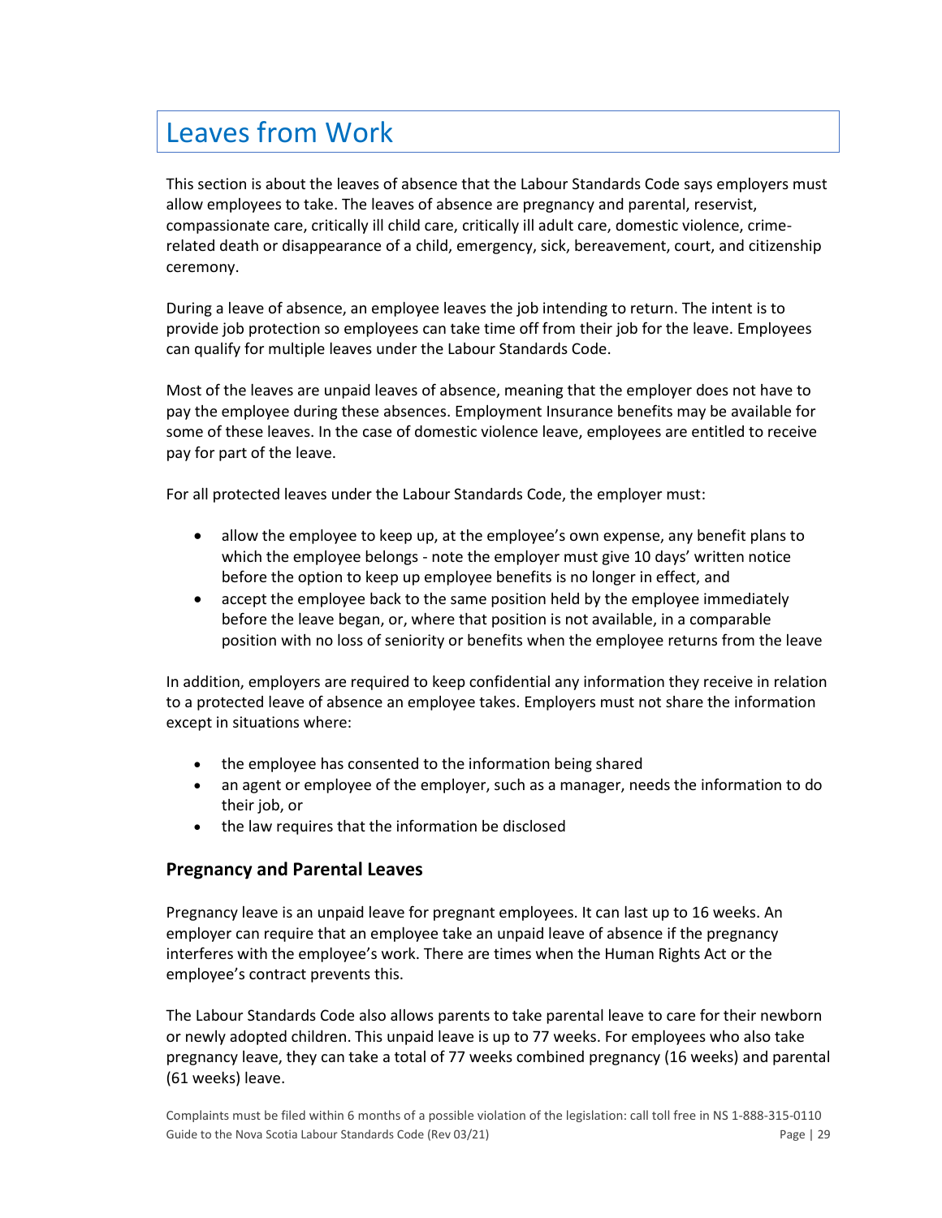# Leaves from Work

This section is about the leaves of absence that the Labour Standards Code says employers must allow employees to take. The leaves of absence are pregnancy and parental, reservist, compassionate care, critically ill child care, critically ill adult care, domestic violence, crime-related death or disappearance of a child, emergency, sick, bereavement, court, and citizenship ceremony.

During a leave of absence, an employee leaves the job intending to return. The intent is to provide job protection so employees can take time off from their job for the leave. Employees can qualify for multiple leaves under the Labour Standards Code.

Most of the leaves are unpaid leaves of absence, meaning that the employer does not have to pay the employee during these absences. Employment Insurance benefits may be available for some of these leaves. In the case of domestic violence leave, employees are entitled to receive pay for part of the leave.

For all protected leaves under the Labour Standards Code, the employer must:

- allow the employee to keep up, at the employee's own expense, any benefit plans to which the employee belongs - note the employer must give 10 days' written notice before the option to keep up employee benefits is no longer in effect, and
- accept the employee back to the same position held by the employee immediately before the leave began, or, where that position is not available, in a comparable position with no loss of seniority or benefits when the employee returns from the leave

In addition, employers are required to keep confidential any information they receive in relation to a protected leave of absence an employee takes. Employers must not share the information except in situations where:

- the employee has consented to the information being shared
- an agent or employee of the employer, such as a manager, needs the information to do their job, or
- the law requires that the information be disclosed

### Pregnancy and Parental Leaves

Pregnancy leave is an unpaid leave for pregnant employees. It can last up to 16 weeks. An employer can require that an employee take an unpaid leave of absence if the pregnancy interferes with the employee's work. There are times when the Human Rights Act or the employee's contract prevents this.

The Labour Standards Code also allows parents to take parental leave to care for their newborn or newly adopted children. This unpaid leave is up to 77 weeks. For employees who also take pregnancy leave, they can take a total of 77 weeks combined pregnancy (16 weeks) and parental (61 weeks) leave.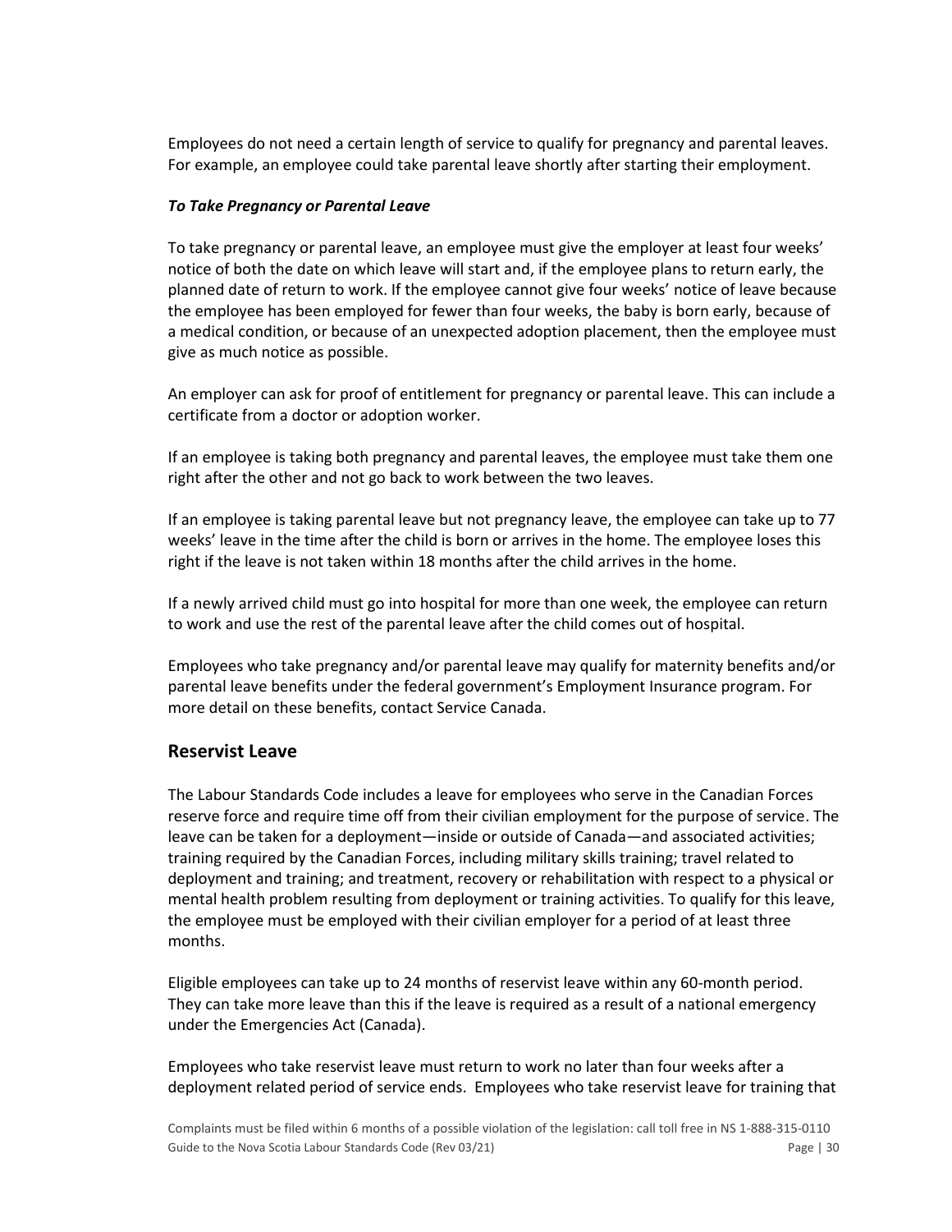Employees do not need a certain length of service to qualify for pregnancy and parental leaves. For example, an employee could take parental leave shortly after starting their employment.

***To Take Pregnancy or Parental Leave***

To take pregnancy or parental leave, an employee must give the employer at least four weeks' notice of both the date on which leave will start and, if the employee plans to return early, the planned date of return to work. If the employee cannot give four weeks' notice of leave because the employee has been employed for fewer than four weeks, the baby is born early, because of a medical condition, or because of an unexpected adoption placement, then the employee must give as much notice as possible.

An employer can ask for proof of entitlement for pregnancy or parental leave. This can include a certificate from a doctor or adoption worker.

If an employee is taking both pregnancy and parental leaves, the employee must take them one right after the other and not go back to work between the two leaves.

If an employee is taking parental leave but not pregnancy leave, the employee can take up to 77 weeks' leave in the time after the child is born or arrives in the home. The employee loses this right if the leave is not taken within 18 months after the child arrives in the home.

If a newly arrived child must go into hospital for more than one week, the employee can return to work and use the rest of the parental leave after the child comes out of hospital.

Employees who take pregnancy and/or parental leave may qualify for maternity benefits and/or parental leave benefits under the federal government's Employment Insurance program. For more detail on these benefits, contact Service Canada.

## Reservist Leave

The Labour Standards Code includes a leave for employees who serve in the Canadian Forces reserve force and require time off from their civilian employment for the purpose of service. The leave can be taken for a deployment—inside or outside of Canada—and associated activities; training required by the Canadian Forces, including military skills training; travel related to deployment and training; and treatment, recovery or rehabilitation with respect to a physical or mental health problem resulting from deployment or training activities. To qualify for this leave, the employee must be employed with their civilian employer for a period of at least three months.

Eligible employees can take up to 24 months of reservist leave within any 60-month period. They can take more leave than this if the leave is required as a result of a national emergency under the Emergencies Act (Canada).

Employees who take reservist leave must return to work no later than four weeks after a deployment related period of service ends. Employees who take reservist leave for training that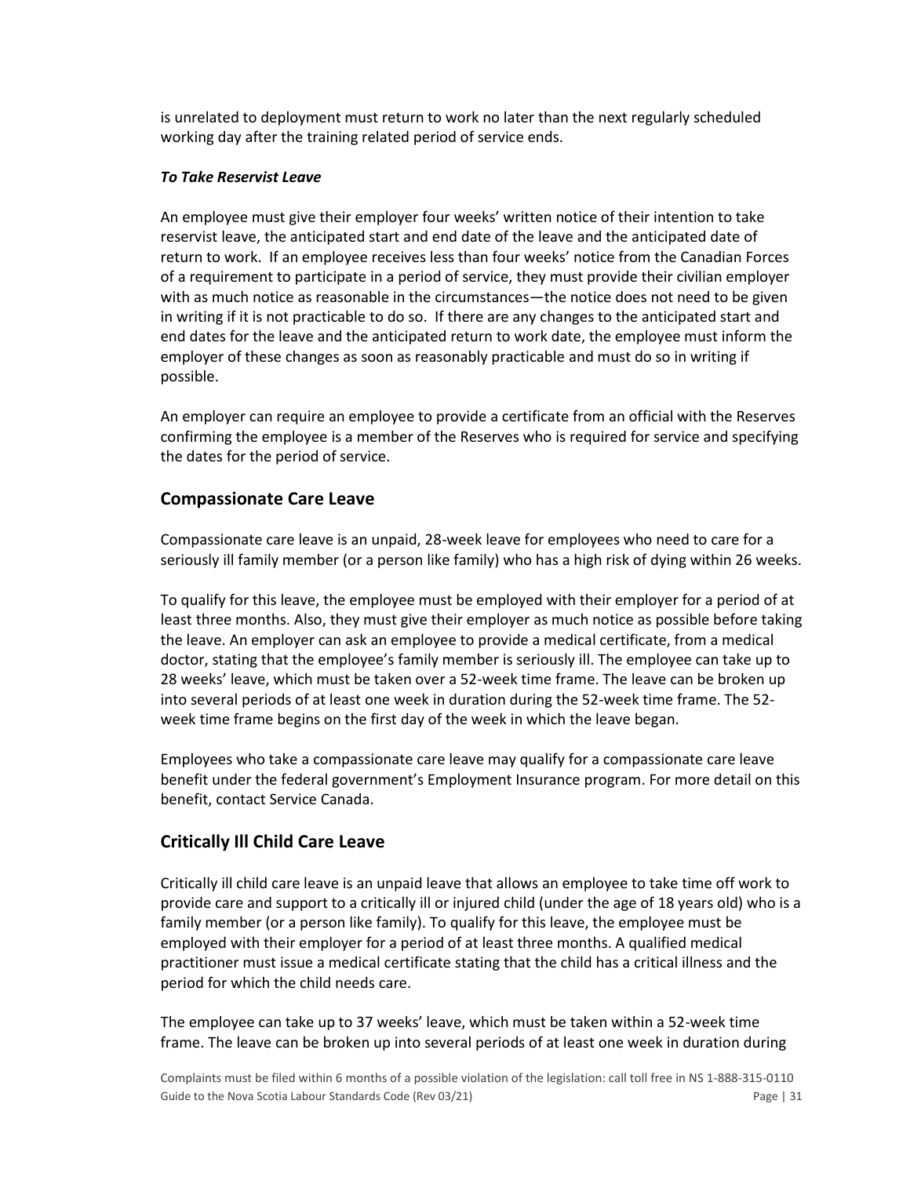is unrelated to deployment must return to work no later than the next regularly scheduled working day after the training related period of service ends.

***To Take Reservist Leave***

An employee must give their employer four weeks' written notice of their intention to take reservist leave, the anticipated start and end date of the leave and the anticipated date of return to work. If an employee receives less than four weeks' notice from the Canadian Forces of a requirement to participate in a period of service, they must provide their civilian employer with as much notice as reasonable in the circumstances—the notice does not need to be given in writing if it is not practicable to do so. If there are any changes to the anticipated start and end dates for the leave and the anticipated return to work date, the employee must inform the employer of these changes as soon as reasonably practicable and must do so in writing if possible.

An employer can require an employee to provide a certificate from an official with the Reserves confirming the employee is a member of the Reserves who is required for service and specifying the dates for the period of service.

## Compassionate Care Leave

Compassionate care leave is an unpaid, 28-week leave for employees who need to care for a seriously ill family member (or a person like family) who has a high risk of dying within 26 weeks.

To qualify for this leave, the employee must be employed with their employer for a period of at least three months. Also, they must give their employer as much notice as possible before taking the leave. An employer can ask an employee to provide a medical certificate, from a medical doctor, stating that the employee's family member is seriously ill. The employee can take up to 28 weeks' leave, which must be taken over a 52-week time frame. The leave can be broken up into several periods of at least one week in duration during the 52-week time frame. The 52-week time frame begins on the first day of the week in which the leave began.

Employees who take a compassionate care leave may qualify for a compassionate care leave benefit under the federal government's Employment Insurance program. For more detail on this benefit, contact Service Canada.

## Critically Ill Child Care Leave

Critically ill child care leave is an unpaid leave that allows an employee to take time off work to provide care and support to a critically ill or injured child (under the age of 18 years old) who is a family member (or a person like family). To qualify for this leave, the employee must be employed with their employer for a period of at least three months. A qualified medical practitioner must issue a medical certificate stating that the child has a critical illness and the period for which the child needs care.

The employee can take up to 37 weeks' leave, which must be taken within a 52-week time frame. The leave can be broken up into several periods of at least one week in duration during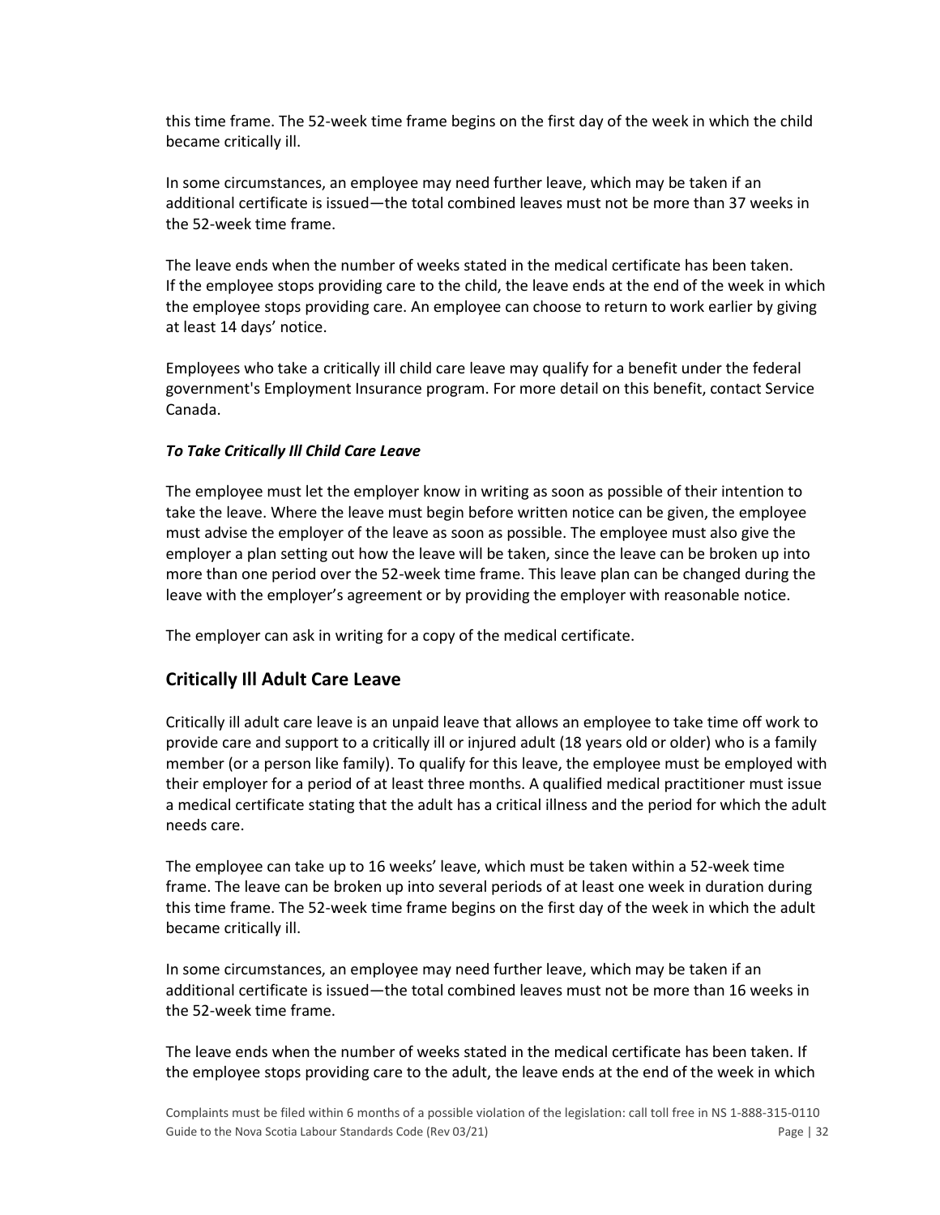this time frame. The 52-week time frame begins on the first day of the week in which the child became critically ill.

In some circumstances, an employee may need further leave, which may be taken if an additional certificate is issued—the total combined leaves must not be more than 37 weeks in the 52-week time frame.

The leave ends when the number of weeks stated in the medical certificate has been taken. If the employee stops providing care to the child, the leave ends at the end of the week in which the employee stops providing care. An employee can choose to return to work earlier by giving at least 14 days' notice.

Employees who take a critically ill child care leave may qualify for a benefit under the federal government's Employment Insurance program. For more detail on this benefit, contact Service Canada.

***To Take Critically Ill Child Care Leave***

The employee must let the employer know in writing as soon as possible of their intention to take the leave. Where the leave must begin before written notice can be given, the employee must advise the employer of the leave as soon as possible. The employee must also give the employer a plan setting out how the leave will be taken, since the leave can be broken up into more than one period over the 52-week time frame. This leave plan can be changed during the leave with the employer's agreement or by providing the employer with reasonable notice.

The employer can ask in writing for a copy of the medical certificate.

## Critically Ill Adult Care Leave

Critically ill adult care leave is an unpaid leave that allows an employee to take time off work to provide care and support to a critically ill or injured adult (18 years old or older) who is a family member (or a person like family). To qualify for this leave, the employee must be employed with their employer for a period of at least three months. A qualified medical practitioner must issue a medical certificate stating that the adult has a critical illness and the period for which the adult needs care.

The employee can take up to 16 weeks' leave, which must be taken within a 52-week time frame. The leave can be broken up into several periods of at least one week in duration during this time frame. The 52-week time frame begins on the first day of the week in which the adult became critically ill.

In some circumstances, an employee may need further leave, which may be taken if an additional certificate is issued—the total combined leaves must not be more than 16 weeks in the 52-week time frame.

The leave ends when the number of weeks stated in the medical certificate has been taken. If the employee stops providing care to the adult, the leave ends at the end of the week in which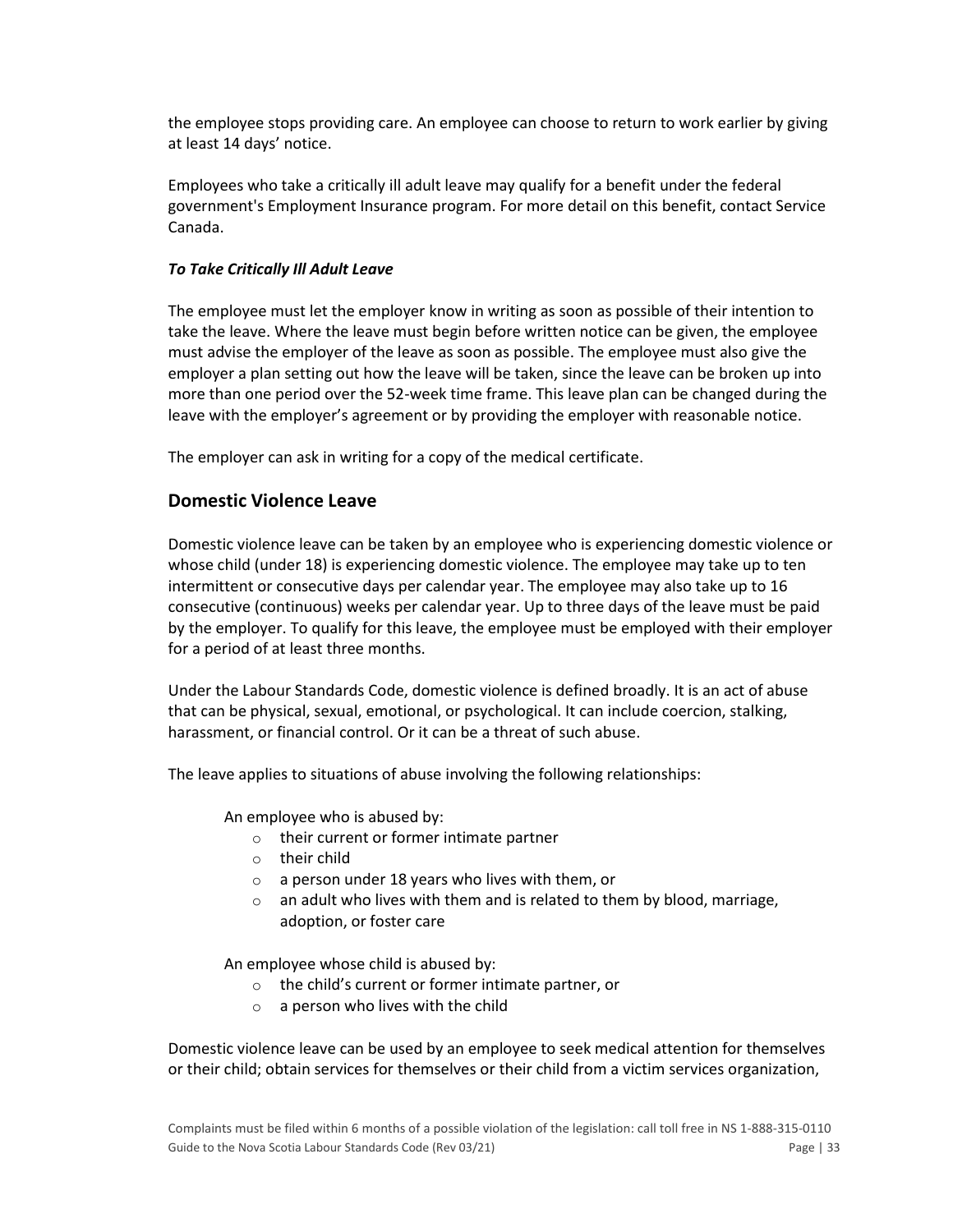the employee stops providing care. An employee can choose to return to work earlier by giving at least 14 days' notice.

Employees who take a critically ill adult leave may qualify for a benefit under the federal government's Employment Insurance program. For more detail on this benefit, contact Service Canada.

***To Take Critically Ill Adult Leave***

The employee must let the employer know in writing as soon as possible of their intention to take the leave. Where the leave must begin before written notice can be given, the employee must advise the employer of the leave as soon as possible. The employee must also give the employer a plan setting out how the leave will be taken, since the leave can be broken up into more than one period over the 52-week time frame. This leave plan can be changed during the leave with the employer's agreement or by providing the employer with reasonable notice.

The employer can ask in writing for a copy of the medical certificate.

## Domestic Violence Leave

Domestic violence leave can be taken by an employee who is experiencing domestic violence or whose child (under 18) is experiencing domestic violence. The employee may take up to ten intermittent or consecutive days per calendar year. The employee may also take up to 16 consecutive (continuous) weeks per calendar year. Up to three days of the leave must be paid by the employer. To qualify for this leave, the employee must be employed with their employer for a period of at least three months.

Under the Labour Standards Code, domestic violence is defined broadly. It is an act of abuse that can be physical, sexual, emotional, or psychological. It can include coercion, stalking, harassment, or financial control. Or it can be a threat of such abuse.

The leave applies to situations of abuse involving the following relationships:

An employee who is abused by:

- their current or former intimate partner
- their child
- a person under 18 years who lives with them, or
- an adult who lives with them and is related to them by blood, marriage, adoption, or foster care

An employee whose child is abused by:

- the child's current or former intimate partner, or
- a person who lives with the child

Domestic violence leave can be used by an employee to seek medical attention for themselves or their child; obtain services for themselves or their child from a victim services organization,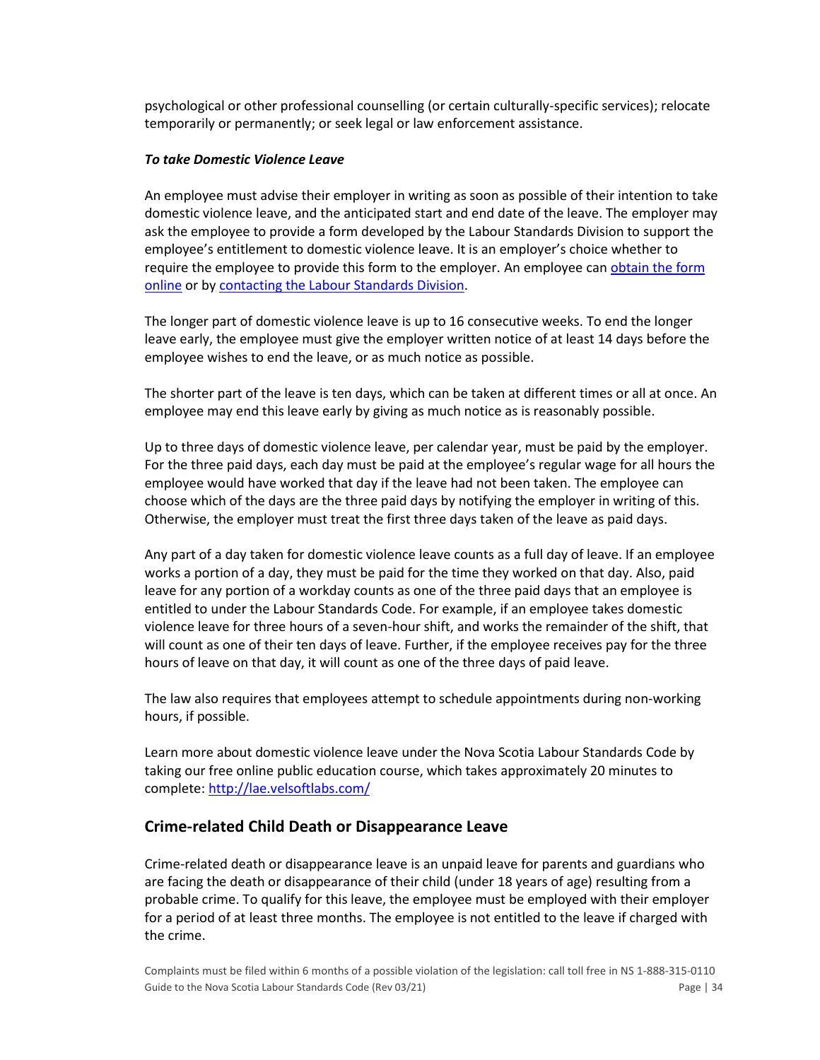psychological or other professional counselling (or certain culturally-specific services); relocate temporarily or permanently; or seek legal or law enforcement assistance.

***To take Domestic Violence Leave***

An employee must advise their employer in writing as soon as possible of their intention to take domestic violence leave, and the anticipated start and end date of the leave. The employer may ask the employee to provide a form developed by the Labour Standards Division to support the employee's entitlement to domestic violence leave. It is an employer's choice whether to require the employee to provide this form to the employer. An employee can obtain the form online or by contacting the Labour Standards Division.

The longer part of domestic violence leave is up to 16 consecutive weeks. To end the longer leave early, the employee must give the employer written notice of at least 14 days before the employee wishes to end the leave, or as much notice as possible.

The shorter part of the leave is ten days, which can be taken at different times or all at once. An employee may end this leave early by giving as much notice as is reasonably possible.

Up to three days of domestic violence leave, per calendar year, must be paid by the employer. For the three paid days, each day must be paid at the employee's regular wage for all hours the employee would have worked that day if the leave had not been taken. The employee can choose which of the days are the three paid days by notifying the employer in writing of this. Otherwise, the employer must treat the first three days taken of the leave as paid days.

Any part of a day taken for domestic violence leave counts as a full day of leave. If an employee works a portion of a day, they must be paid for the time they worked on that day. Also, paid leave for any portion of a workday counts as one of the three paid days that an employee is entitled to under the Labour Standards Code. For example, if an employee takes domestic violence leave for three hours of a seven-hour shift, and works the remainder of the shift, that will count as one of their ten days of leave. Further, if the employee receives pay for the three hours of leave on that day, it will count as one of the three days of paid leave.

The law also requires that employees attempt to schedule appointments during non-working hours, if possible.

Learn more about domestic violence leave under the Nova Scotia Labour Standards Code by taking our free online public education course, which takes approximately 20 minutes to complete: http://lae.velsoftlabs.com/

## Crime-related Child Death or Disappearance Leave

Crime-related death or disappearance leave is an unpaid leave for parents and guardians who are facing the death or disappearance of their child (under 18 years of age) resulting from a probable crime. To qualify for this leave, the employee must be employed with their employer for a period of at least three months. The employee is not entitled to the leave if charged with the crime.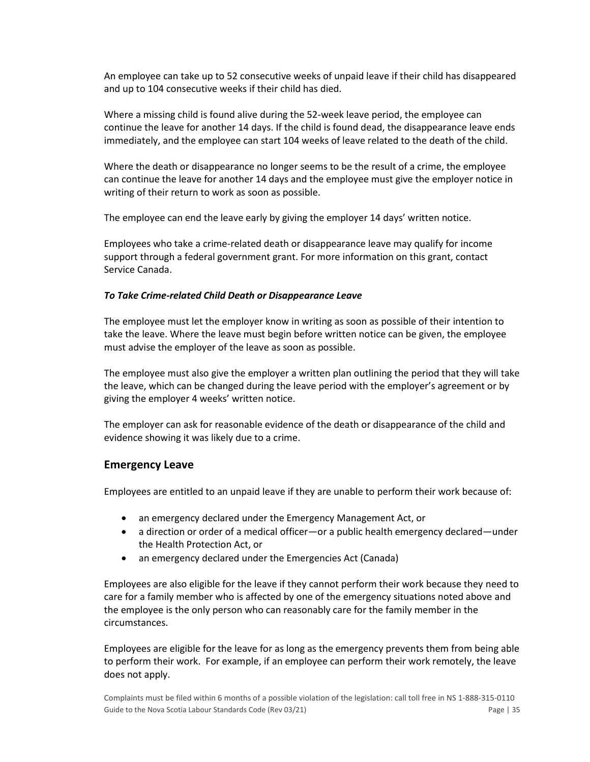An employee can take up to 52 consecutive weeks of unpaid leave if their child has disappeared and up to 104 consecutive weeks if their child has died.

Where a missing child is found alive during the 52-week leave period, the employee can continue the leave for another 14 days. If the child is found dead, the disappearance leave ends immediately, and the employee can start 104 weeks of leave related to the death of the child.

Where the death or disappearance no longer seems to be the result of a crime, the employee can continue the leave for another 14 days and the employee must give the employer notice in writing of their return to work as soon as possible.

The employee can end the leave early by giving the employer 14 days' written notice.

Employees who take a crime-related death or disappearance leave may qualify for income support through a federal government grant. For more information on this grant, contact Service Canada.

***To Take Crime-related Child Death or Disappearance Leave***

The employee must let the employer know in writing as soon as possible of their intention to take the leave. Where the leave must begin before written notice can be given, the employee must advise the employer of the leave as soon as possible.

The employee must also give the employer a written plan outlining the period that they will take the leave, which can be changed during the leave period with the employer's agreement or by giving the employer 4 weeks' written notice.

The employer can ask for reasonable evidence of the death or disappearance of the child and evidence showing it was likely due to a crime.

## Emergency Leave

Employees are entitled to an unpaid leave if they are unable to perform their work because of:

- an emergency declared under the Emergency Management Act, or
- a direction or order of a medical officer—or a public health emergency declared—under the Health Protection Act, or
- an emergency declared under the Emergencies Act (Canada)

Employees are also eligible for the leave if they cannot perform their work because they need to care for a family member who is affected by one of the emergency situations noted above and the employee is the only person who can reasonably care for the family member in the circumstances.

Employees are eligible for the leave for as long as the emergency prevents them from being able to perform their work. For example, if an employee can perform their work remotely, the leave does not apply.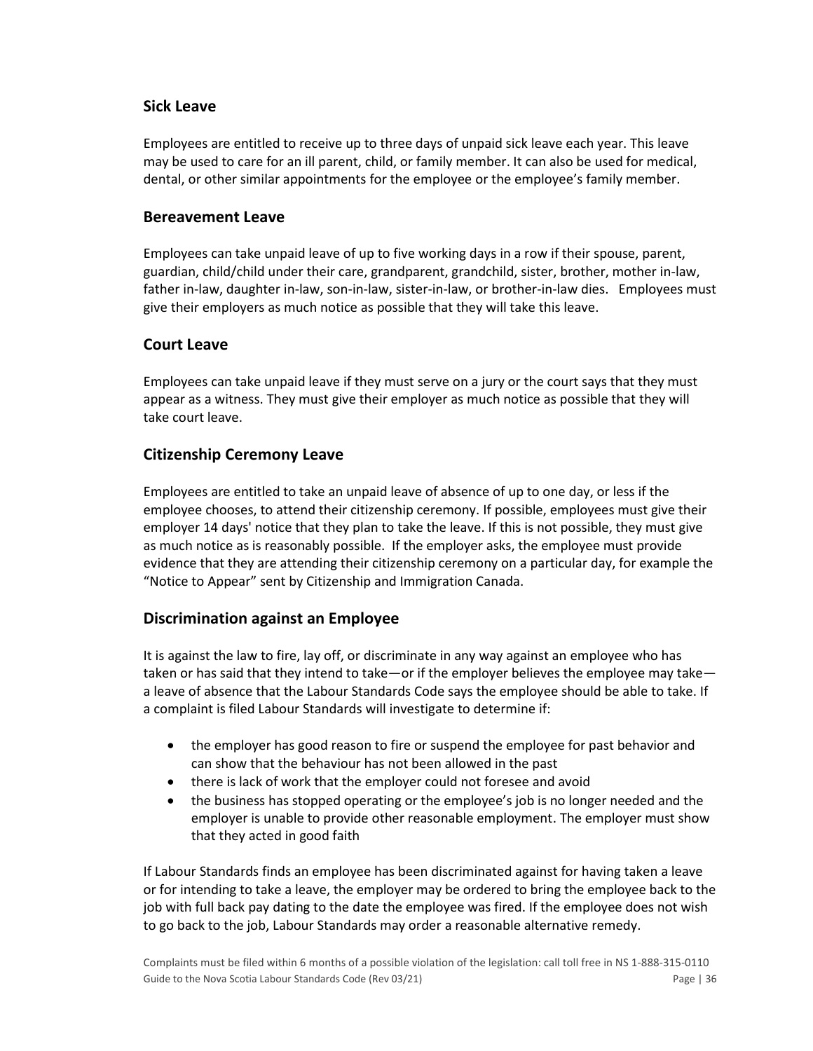## Sick Leave

Employees are entitled to receive up to three days of unpaid sick leave each year. This leave may be used to care for an ill parent, child, or family member. It can also be used for medical, dental, or other similar appointments for the employee or the employee's family member.

## Bereavement Leave

Employees can take unpaid leave of up to five working days in a row if their spouse, parent, guardian, child/child under their care, grandparent, grandchild, sister, brother, mother in-law, father in-law, daughter in-law, son-in-law, sister-in-law, or brother-in-law dies. Employees must give their employers as much notice as possible that they will take this leave.

## Court Leave

Employees can take unpaid leave if they must serve on a jury or the court says that they must appear as a witness. They must give their employer as much notice as possible that they will take court leave.

## Citizenship Ceremony Leave

Employees are entitled to take an unpaid leave of absence of up to one day, or less if the employee chooses, to attend their citizenship ceremony. If possible, employees must give their employer 14 days' notice that they plan to take the leave. If this is not possible, they must give as much notice as is reasonably possible. If the employer asks, the employee must provide evidence that they are attending their citizenship ceremony on a particular day, for example the "Notice to Appear" sent by Citizenship and Immigration Canada.

## Discrimination against an Employee

It is against the law to fire, lay off, or discriminate in any way against an employee who has taken or has said that they intend to take—or if the employer believes the employee may take—a leave of absence that the Labour Standards Code says the employee should be able to take. If a complaint is filed Labour Standards will investigate to determine if:

- the employer has good reason to fire or suspend the employee for past behavior and can show that the behaviour has not been allowed in the past
- there is lack of work that the employer could not foresee and avoid
- the business has stopped operating or the employee's job is no longer needed and the employer is unable to provide other reasonable employment. The employer must show that they acted in good faith

If Labour Standards finds an employee has been discriminated against for having taken a leave or for intending to take a leave, the employer may be ordered to bring the employee back to the job with full back pay dating to the date the employee was fired. If the employee does not wish to go back to the job, Labour Standards may order a reasonable alternative remedy.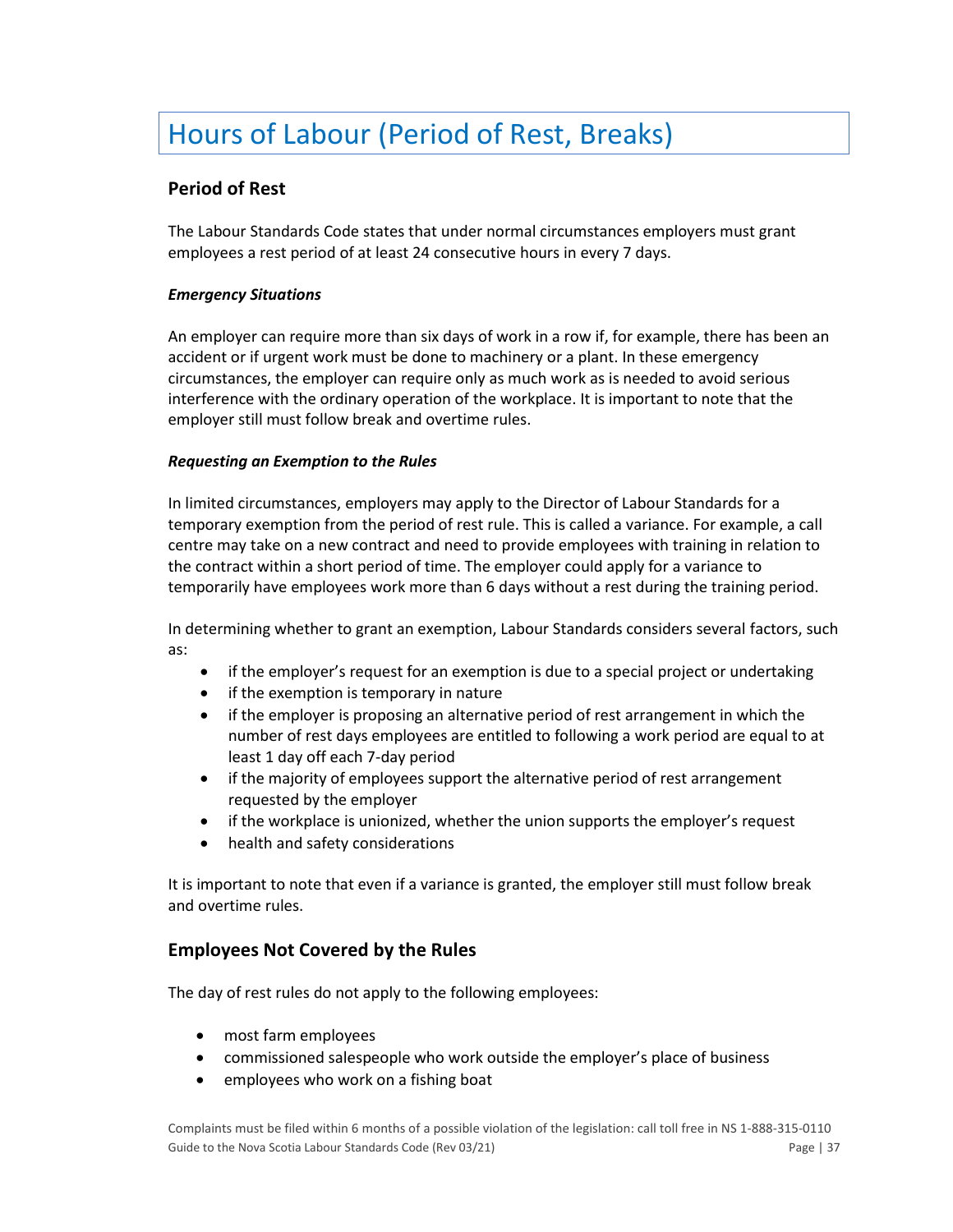# Hours of Labour (Period of Rest, Breaks)

## Period of Rest

The Labour Standards Code states that under normal circumstances employers must grant employees a rest period of at least 24 consecutive hours in every 7 days.

### *Emergency Situations*

An employer can require more than six days of work in a row if, for example, there has been an accident or if urgent work must be done to machinery or a plant. In these emergency circumstances, the employer can require only as much work as is needed to avoid serious interference with the ordinary operation of the workplace. It is important to note that the employer still must follow break and overtime rules.

### *Requesting an Exemption to the Rules*

In limited circumstances, employers may apply to the Director of Labour Standards for a temporary exemption from the period of rest rule. This is called a variance. For example, a call centre may take on a new contract and need to provide employees with training in relation to the contract within a short period of time. The employer could apply for a variance to temporarily have employees work more than 6 days without a rest during the training period.

In determining whether to grant an exemption, Labour Standards considers several factors, such as:

- if the employer's request for an exemption is due to a special project or undertaking
- if the exemption is temporary in nature
- if the employer is proposing an alternative period of rest arrangement in which the number of rest days employees are entitled to following a work period are equal to at least 1 day off each 7-day period
- if the majority of employees support the alternative period of rest arrangement requested by the employer
- if the workplace is unionized, whether the union supports the employer's request
- health and safety considerations

It is important to note that even if a variance is granted, the employer still must follow break and overtime rules.

## Employees Not Covered by the Rules

The day of rest rules do not apply to the following employees:

- most farm employees
- commissioned salespeople who work outside the employer's place of business
- employees who work on a fishing boat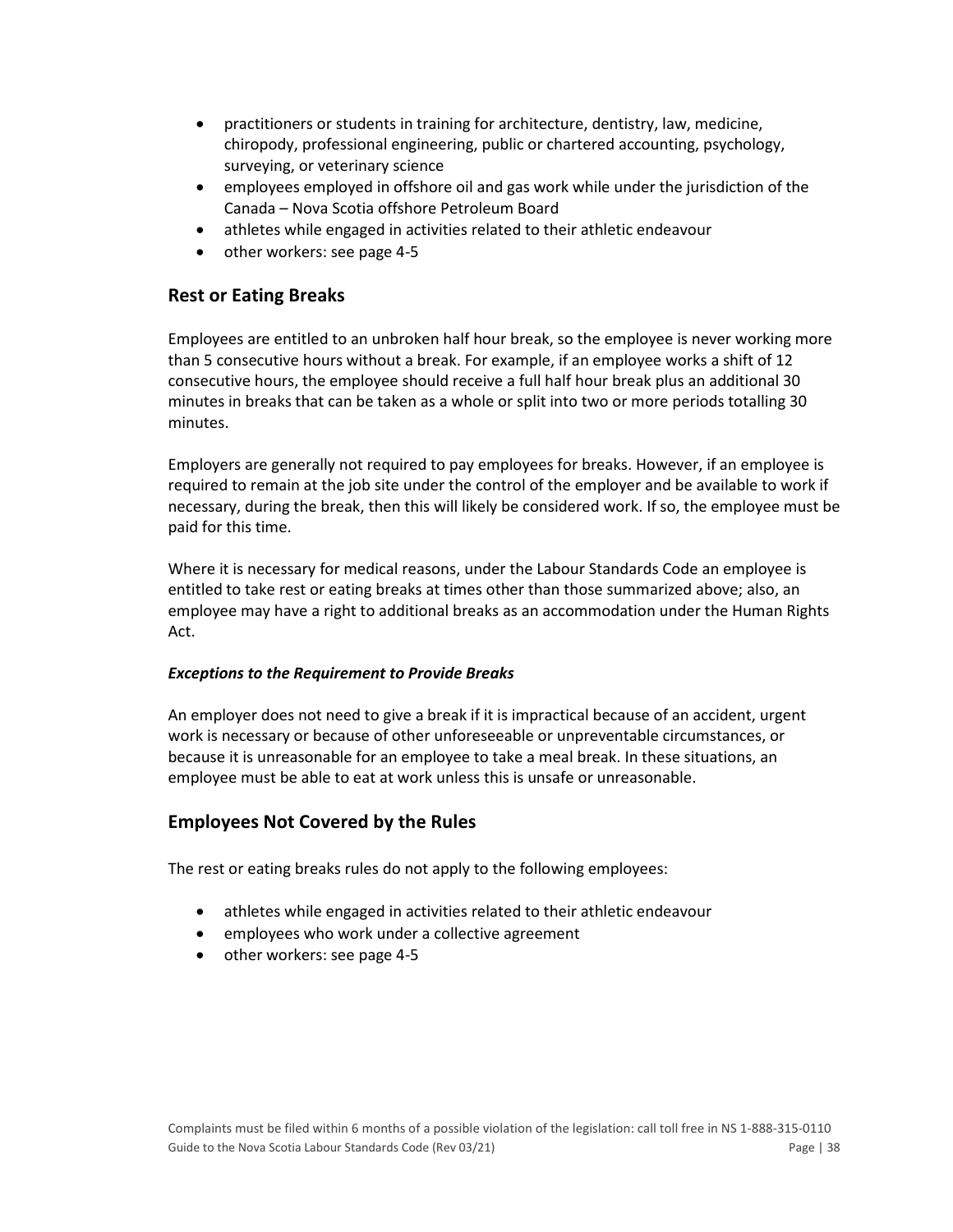- practitioners or students in training for architecture, dentistry, law, medicine, chiropody, professional engineering, public or chartered accounting, psychology, surveying, or veterinary science
- employees employed in offshore oil and gas work while under the jurisdiction of the Canada – Nova Scotia offshore Petroleum Board
- athletes while engaged in activities related to their athletic endeavour
- other workers: see page 4-5

## Rest or Eating Breaks

Employees are entitled to an unbroken half hour break, so the employee is never working more than 5 consecutive hours without a break. For example, if an employee works a shift of 12 consecutive hours, the employee should receive a full half hour break plus an additional 30 minutes in breaks that can be taken as a whole or split into two or more periods totalling 30 minutes.

Employers are generally not required to pay employees for breaks. However, if an employee is required to remain at the job site under the control of the employer and be available to work if necessary, during the break, then this will likely be considered work. If so, the employee must be paid for this time.

Where it is necessary for medical reasons, under the Labour Standards Code an employee is entitled to take rest or eating breaks at times other than those summarized above; also, an employee may have a right to additional breaks as an accommodation under the Human Rights Act.

### *Exceptions to the Requirement to Provide Breaks*

An employer does not need to give a break if it is impractical because of an accident, urgent work is necessary or because of other unforeseeable or unpreventable circumstances, or because it is unreasonable for an employee to take a meal break. In these situations, an employee must be able to eat at work unless this is unsafe or unreasonable.

## Employees Not Covered by the Rules

The rest or eating breaks rules do not apply to the following employees:

- athletes while engaged in activities related to their athletic endeavour
- employees who work under a collective agreement
- other workers: see page 4-5

Complaints must be filed within 6 months of a possible violation of the legislation: call toll free in NS 1-888-315-0110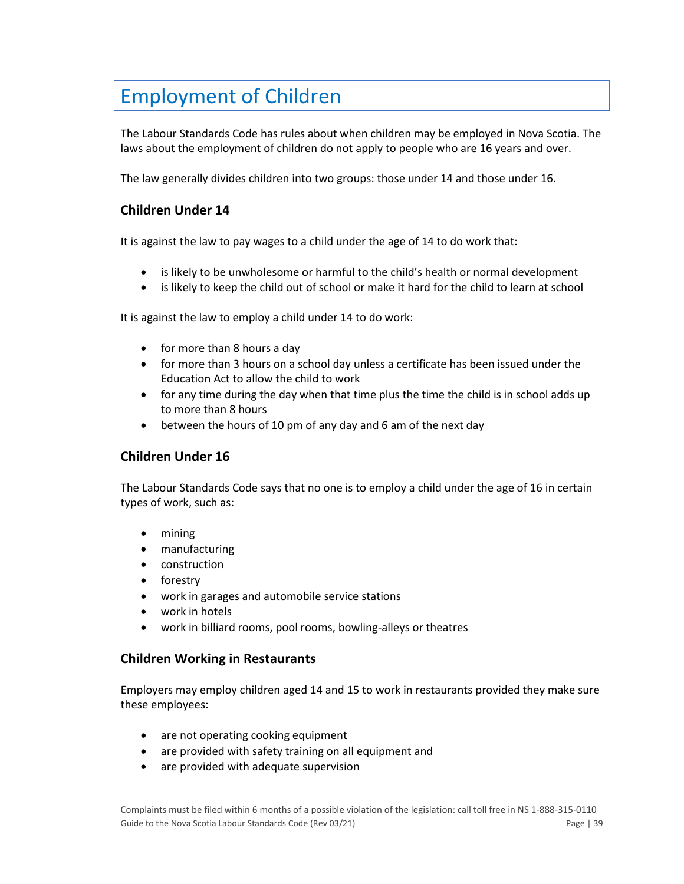# Employment of Children

The Labour Standards Code has rules about when children may be employed in Nova Scotia. The laws about the employment of children do not apply to people who are 16 years and over.

The law generally divides children into two groups: those under 14 and those under 16.

### Children Under 14

It is against the law to pay wages to a child under the age of 14 to do work that:

- is likely to be unwholesome or harmful to the child's health or normal development
- is likely to keep the child out of school or make it hard for the child to learn at school

It is against the law to employ a child under 14 to do work:

- for more than 8 hours a day
- for more than 3 hours on a school day unless a certificate has been issued under the Education Act to allow the child to work
- for any time during the day when that time plus the time the child is in school adds up to more than 8 hours
- between the hours of 10 pm of any day and 6 am of the next day

### Children Under 16

The Labour Standards Code says that no one is to employ a child under the age of 16 in certain types of work, such as:

- mining
- manufacturing
- construction
- forestry
- work in garages and automobile service stations
- work in hotels
- work in billiard rooms, pool rooms, bowling-alleys or theatres

### Children Working in Restaurants

Employers may employ children aged 14 and 15 to work in restaurants provided they make sure these employees:

- are not operating cooking equipment
- are provided with safety training on all equipment and
- are provided with adequate supervision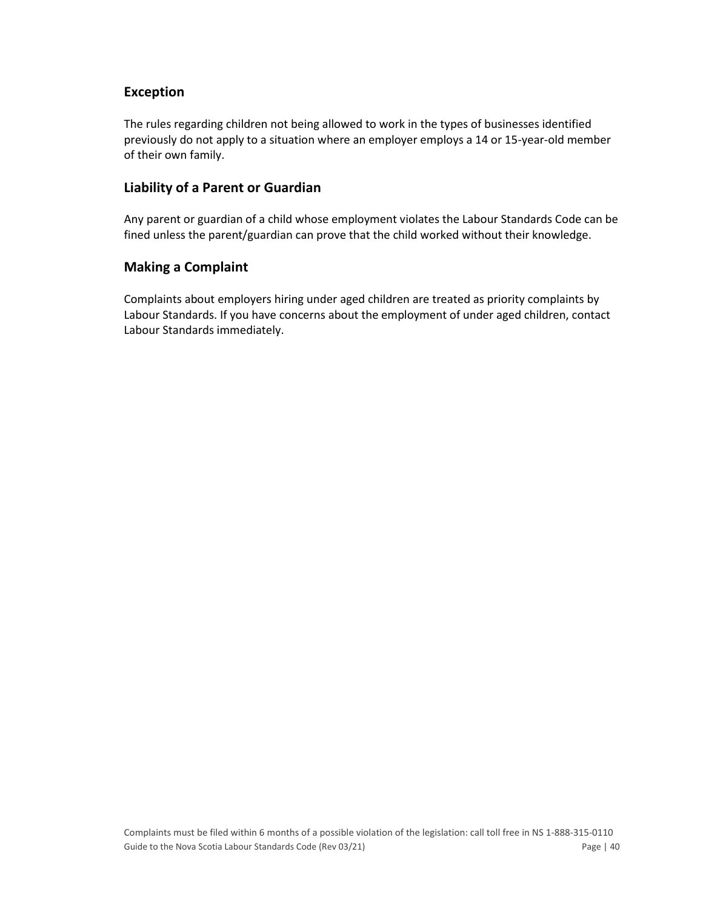### Exception

The rules regarding children not being allowed to work in the types of businesses identified previously do not apply to a situation where an employer employs a 14 or 15-year-old member of their own family.

### Liability of a Parent or Guardian

Any parent or guardian of a child whose employment violates the Labour Standards Code can be fined unless the parent/guardian can prove that the child worked without their knowledge.

### Making a Complaint

Complaints about employers hiring under aged children are treated as priority complaints by Labour Standards. If you have concerns about the employment of under aged children, contact Labour Standards immediately.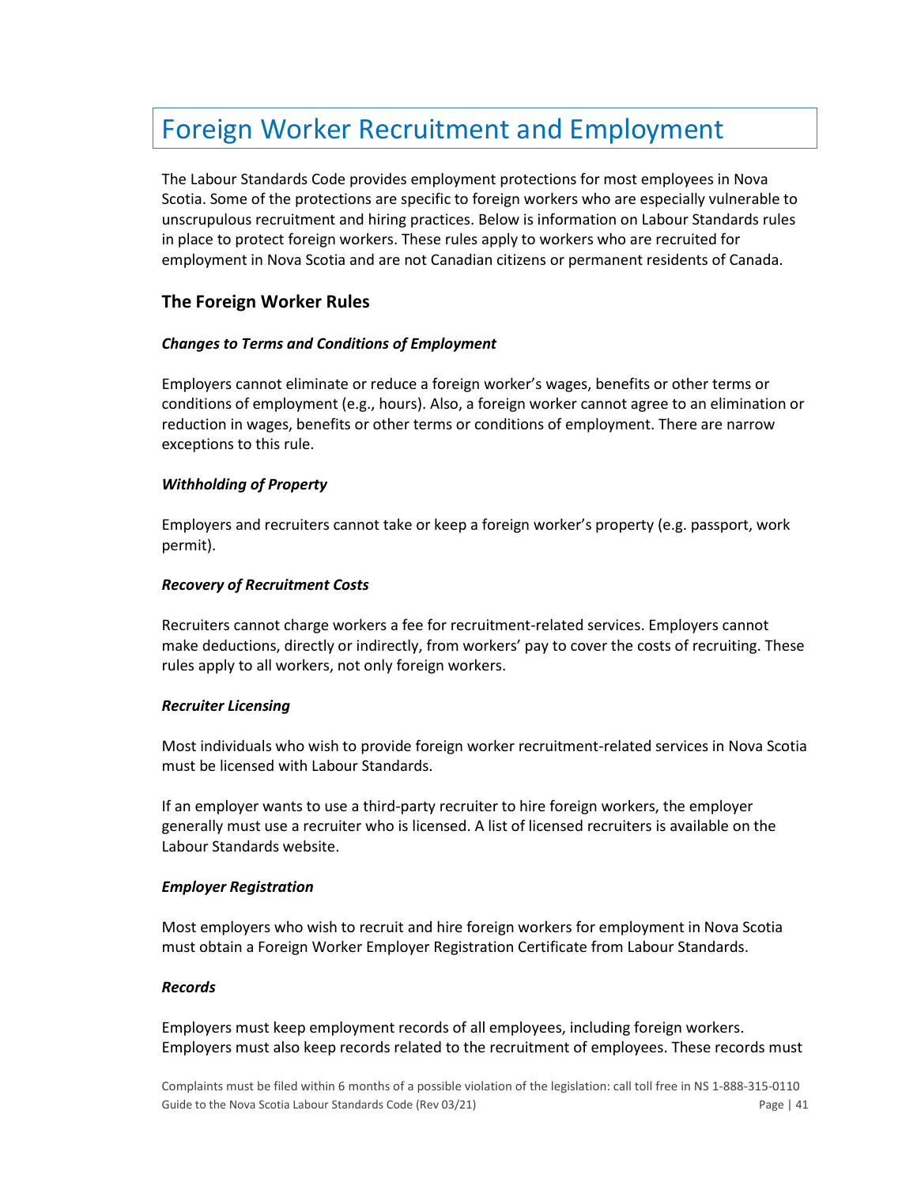# Foreign Worker Recruitment and Employment

The Labour Standards Code provides employment protections for most employees in Nova Scotia. Some of the protections are specific to foreign workers who are especially vulnerable to unscrupulous recruitment and hiring practices. Below is information on Labour Standards rules in place to protect foreign workers. These rules apply to workers who are recruited for employment in Nova Scotia and are not Canadian citizens or permanent residents of Canada.

## The Foreign Worker Rules

### *Changes to Terms and Conditions of Employment*

Employers cannot eliminate or reduce a foreign worker's wages, benefits or other terms or conditions of employment (e.g., hours). Also, a foreign worker cannot agree to an elimination or reduction in wages, benefits or other terms or conditions of employment. There are narrow exceptions to this rule.

### *Withholding of Property*

Employers and recruiters cannot take or keep a foreign worker's property (e.g. passport, work permit).

### *Recovery of Recruitment Costs*

Recruiters cannot charge workers a fee for recruitment-related services. Employers cannot make deductions, directly or indirectly, from workers' pay to cover the costs of recruiting. These rules apply to all workers, not only foreign workers.

### *Recruiter Licensing*

Most individuals who wish to provide foreign worker recruitment-related services in Nova Scotia must be licensed with Labour Standards.

If an employer wants to use a third-party recruiter to hire foreign workers, the employer generally must use a recruiter who is licensed. A list of licensed recruiters is available on the Labour Standards website.

### *Employer Registration*

Most employers who wish to recruit and hire foreign workers for employment in Nova Scotia must obtain a Foreign Worker Employer Registration Certificate from Labour Standards.

### *Records*

Employers must keep employment records of all employees, including foreign workers. Employers must also keep records related to the recruitment of employees. These records must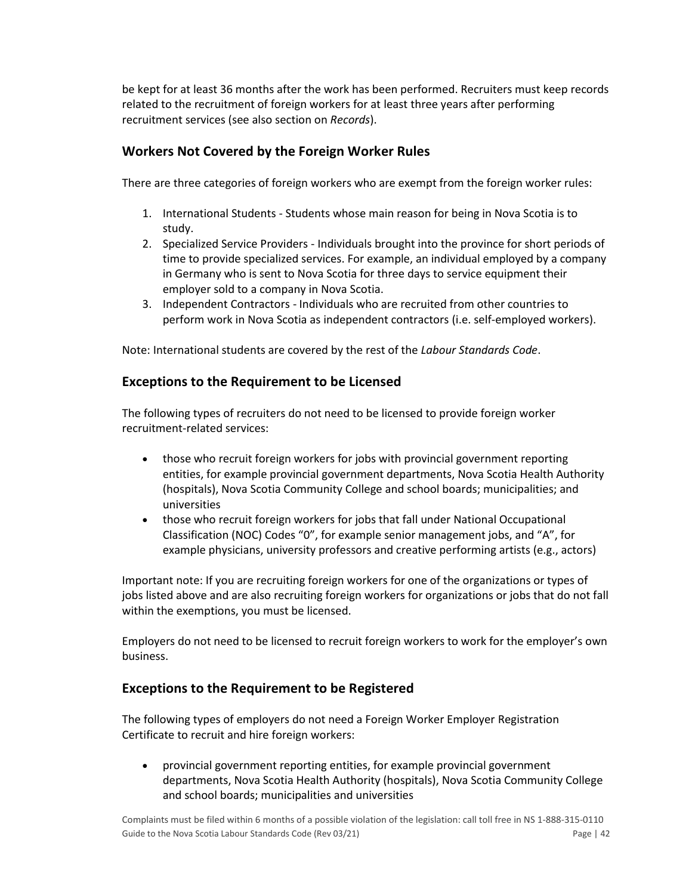be kept for at least 36 months after the work has been performed. Recruiters must keep records related to the recruitment of foreign workers for at least three years after performing recruitment services (see also section on *Records*).

## Workers Not Covered by the Foreign Worker Rules

There are three categories of foreign workers who are exempt from the foreign worker rules:

1. International Students - Students whose main reason for being in Nova Scotia is to study.
2. Specialized Service Providers - Individuals brought into the province for short periods of time to provide specialized services. For example, an individual employed by a company in Germany who is sent to Nova Scotia for three days to service equipment their employer sold to a company in Nova Scotia.
3. Independent Contractors - Individuals who are recruited from other countries to perform work in Nova Scotia as independent contractors (i.e. self-employed workers).

Note: International students are covered by the rest of the *Labour Standards Code*.

## Exceptions to the Requirement to be Licensed

The following types of recruiters do not need to be licensed to provide foreign worker recruitment-related services:

- those who recruit foreign workers for jobs with provincial government reporting entities, for example provincial government departments, Nova Scotia Health Authority (hospitals), Nova Scotia Community College and school boards; municipalities; and universities
- those who recruit foreign workers for jobs that fall under National Occupational Classification (NOC) Codes “0”, for example senior management jobs, and “A”, for example physicians, university professors and creative performing artists (e.g., actors)

Important note: If you are recruiting foreign workers for one of the organizations or types of jobs listed above and are also recruiting foreign workers for organizations or jobs that do not fall within the exemptions, you must be licensed.

Employers do not need to be licensed to recruit foreign workers to work for the employer’s own business.

## Exceptions to the Requirement to be Registered

The following types of employers do not need a Foreign Worker Employer Registration Certificate to recruit and hire foreign workers:

- provincial government reporting entities, for example provincial government departments, Nova Scotia Health Authority (hospitals), Nova Scotia Community College and school boards; municipalities and universities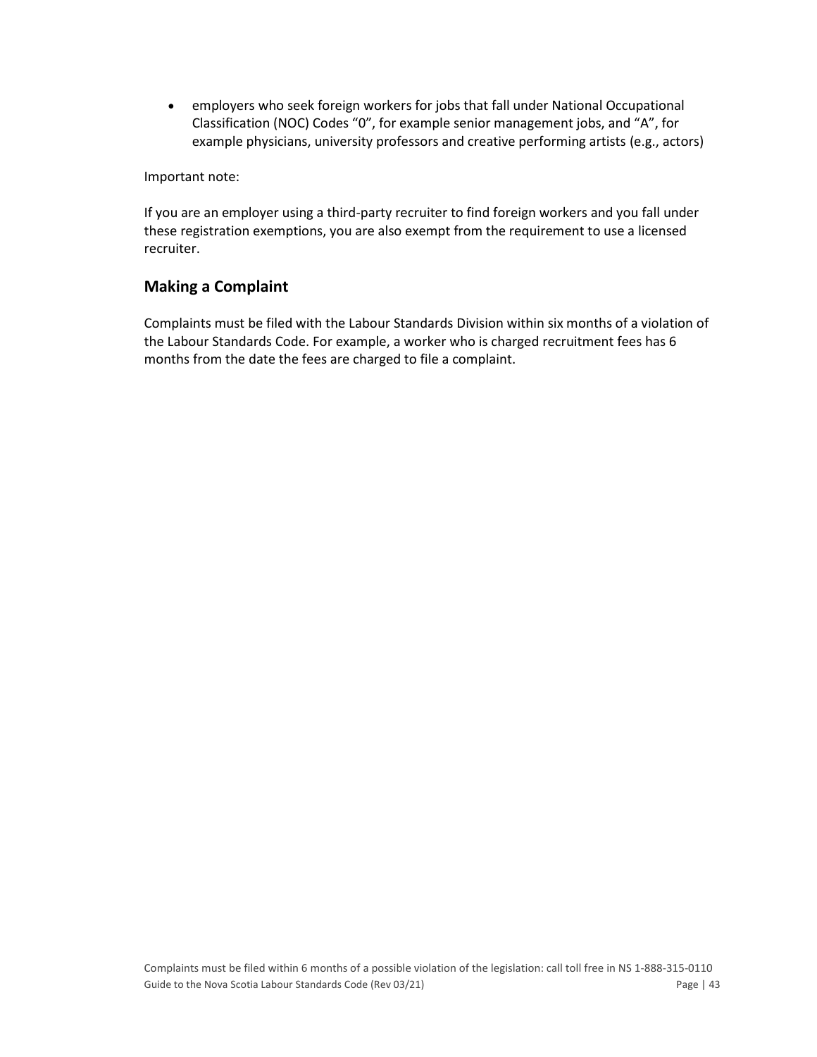- employers who seek foreign workers for jobs that fall under National Occupational Classification (NOC) Codes "0", for example senior management jobs, and "A", for example physicians, university professors and creative performing artists (e.g., actors)

Important note:

If you are an employer using a third-party recruiter to find foreign workers and you fall under these registration exemptions, you are also exempt from the requirement to use a licensed recruiter.

## Making a Complaint

Complaints must be filed with the Labour Standards Division within six months of a violation of the Labour Standards Code. For example, a worker who is charged recruitment fees has 6 months from the date the fees are charged to file a complaint.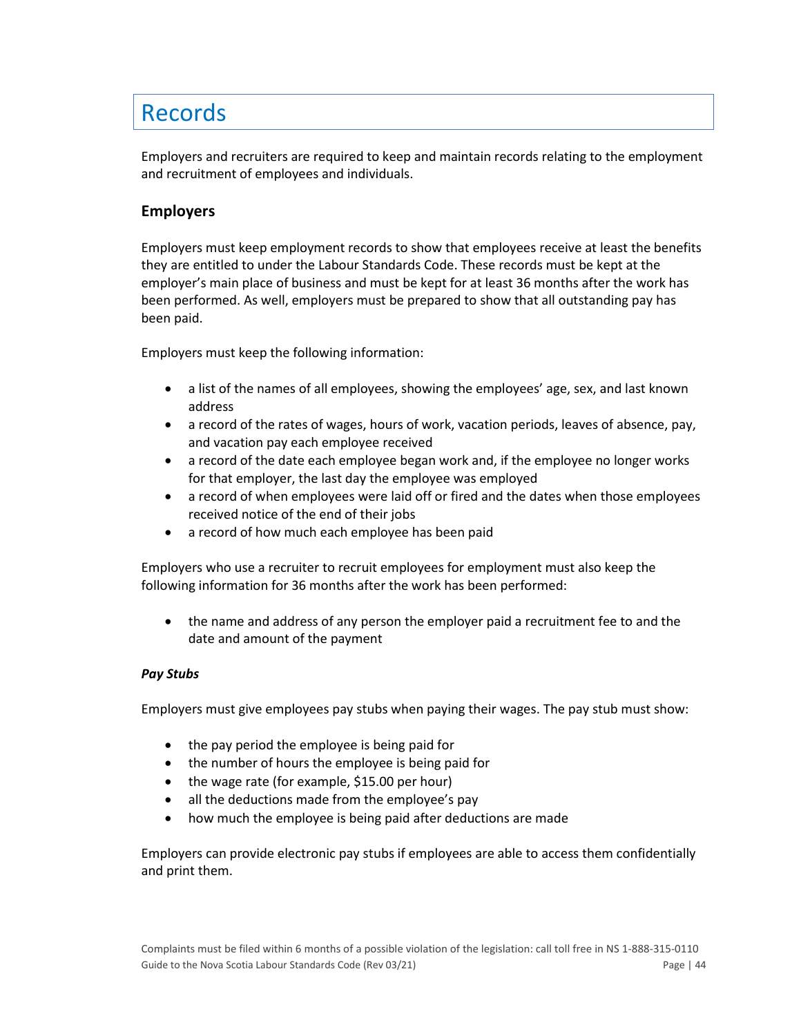# Records

Employers and recruiters are required to keep and maintain records relating to the employment and recruitment of employees and individuals.

## Employers

Employers must keep employment records to show that employees receive at least the benefits they are entitled to under the Labour Standards Code. These records must be kept at the employer's main place of business and must be kept for at least 36 months after the work has been performed. As well, employers must be prepared to show that all outstanding pay has been paid.

Employers must keep the following information:

- a list of the names of all employees, showing the employees' age, sex, and last known address
- a record of the rates of wages, hours of work, vacation periods, leaves of absence, pay, and vacation pay each employee received
- a record of the date each employee began work and, if the employee no longer works for that employer, the last day the employee was employed
- a record of when employees were laid off or fired and the dates when those employees received notice of the end of their jobs
- a record of how much each employee has been paid

Employers who use a recruiter to recruit employees for employment must also keep the following information for 36 months after the work has been performed:

- the name and address of any person the employer paid a recruitment fee to and the date and amount of the payment

### *Pay Stubs*

Employers must give employees pay stubs when paying their wages. The pay stub must show:

- the pay period the employee is being paid for
- the number of hours the employee is being paid for
- the wage rate (for example, $15.00 per hour)
- all the deductions made from the employee's pay
- how much the employee is being paid after deductions are made

Employers can provide electronic pay stubs if employees are able to access them confidentially and print them.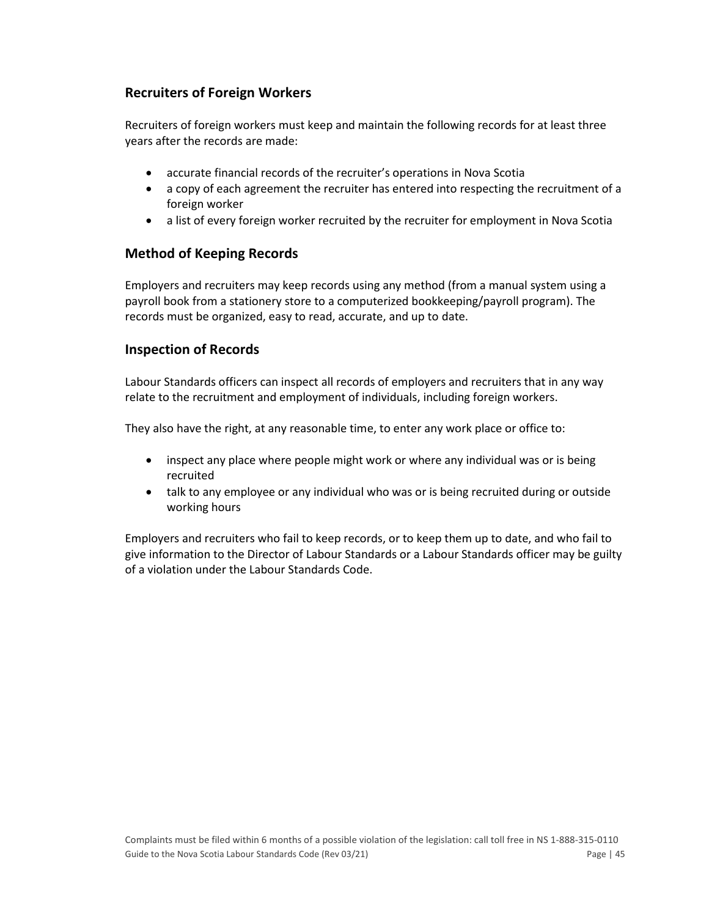## Recruiters of Foreign Workers

Recruiters of foreign workers must keep and maintain the following records for at least three years after the records are made:

- accurate financial records of the recruiter's operations in Nova Scotia
- a copy of each agreement the recruiter has entered into respecting the recruitment of a foreign worker
- a list of every foreign worker recruited by the recruiter for employment in Nova Scotia

## Method of Keeping Records

Employers and recruiters may keep records using any method (from a manual system using a payroll book from a stationery store to a computerized bookkeeping/payroll program). The records must be organized, easy to read, accurate, and up to date.

## Inspection of Records

Labour Standards officers can inspect all records of employers and recruiters that in any way relate to the recruitment and employment of individuals, including foreign workers.

They also have the right, at any reasonable time, to enter any work place or office to:

- inspect any place where people might work or where any individual was or is being recruited
- talk to any employee or any individual who was or is being recruited during or outside working hours

Employers and recruiters who fail to keep records, or to keep them up to date, and who fail to give information to the Director of Labour Standards or a Labour Standards officer may be guilty of a violation under the Labour Standards Code.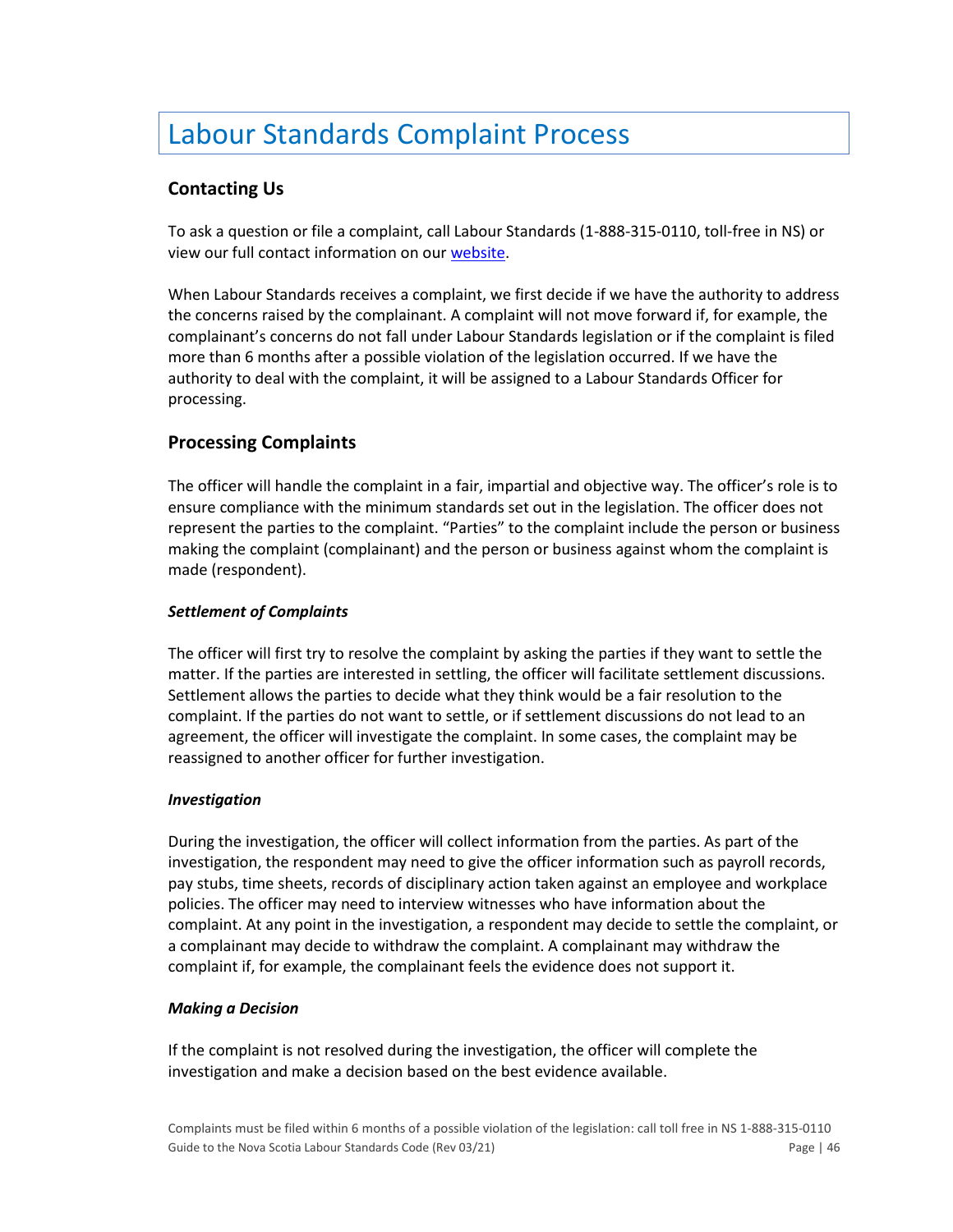# Labour Standards Complaint Process

## Contacting Us

To ask a question or file a complaint, call Labour Standards (1-888-315-0110, toll-free in NS) or view our full contact information on our website.

When Labour Standards receives a complaint, we first decide if we have the authority to address the concerns raised by the complainant. A complaint will not move forward if, for example, the complainant's concerns do not fall under Labour Standards legislation or if the complaint is filed more than 6 months after a possible violation of the legislation occurred. If we have the authority to deal with the complaint, it will be assigned to a Labour Standards Officer for processing.

## Processing Complaints

The officer will handle the complaint in a fair, impartial and objective way. The officer's role is to ensure compliance with the minimum standards set out in the legislation. The officer does not represent the parties to the complaint. "Parties" to the complaint include the person or business making the complaint (complainant) and the person or business against whom the complaint is made (respondent).

### *Settlement of Complaints*

The officer will first try to resolve the complaint by asking the parties if they want to settle the matter. If the parties are interested in settling, the officer will facilitate settlement discussions. Settlement allows the parties to decide what they think would be a fair resolution to the complaint. If the parties do not want to settle, or if settlement discussions do not lead to an agreement, the officer will investigate the complaint. In some cases, the complaint may be reassigned to another officer for further investigation.

### *Investigation*

During the investigation, the officer will collect information from the parties. As part of the investigation, the respondent may need to give the officer information such as payroll records, pay stubs, time sheets, records of disciplinary action taken against an employee and workplace policies. The officer may need to interview witnesses who have information about the complaint. At any point in the investigation, a respondent may decide to settle the complaint, or a complainant may decide to withdraw the complaint. A complainant may withdraw the complaint if, for example, the complainant feels the evidence does not support it.

### *Making a Decision*

If the complaint is not resolved during the investigation, the officer will complete the investigation and make a decision based on the best evidence available.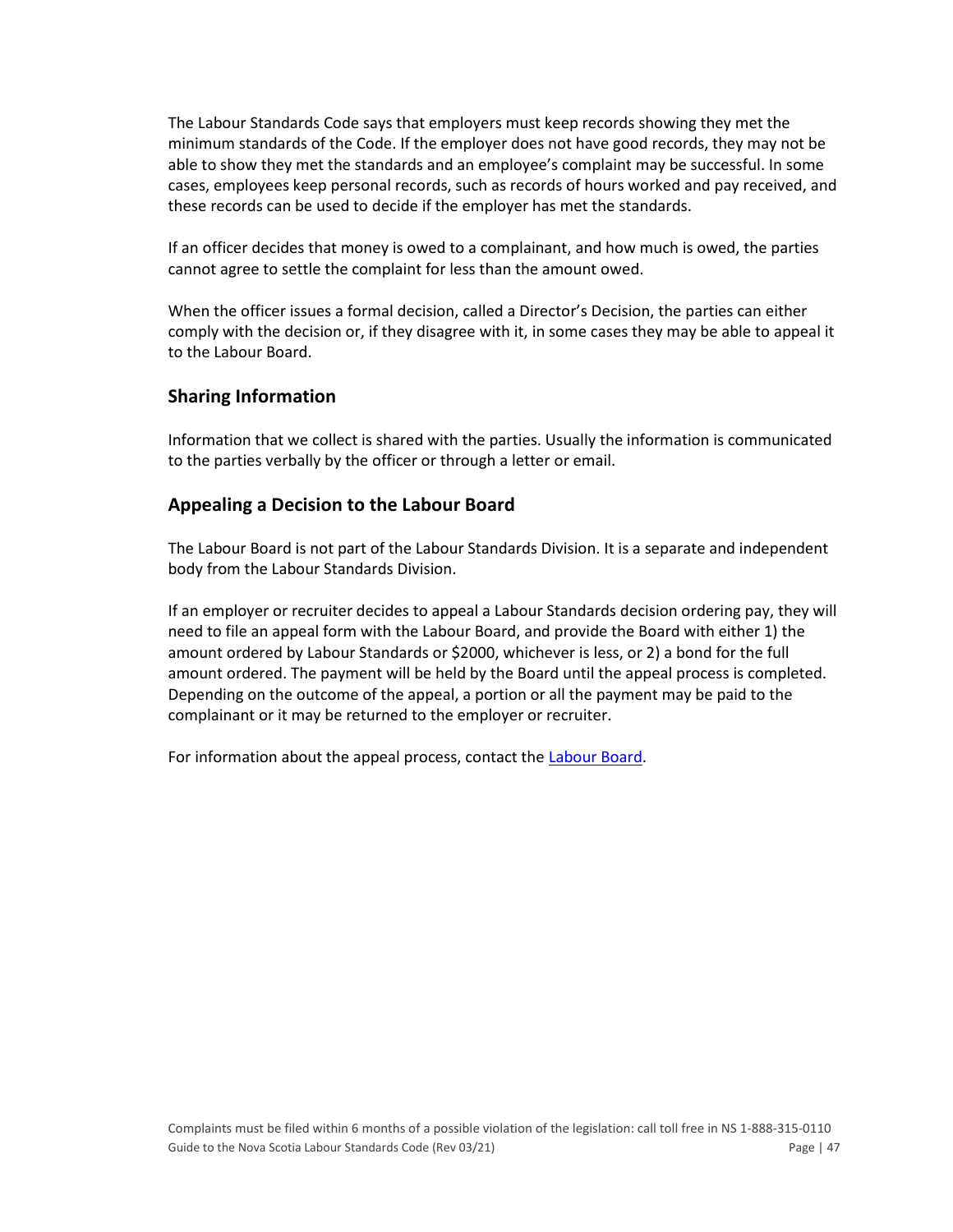The Labour Standards Code says that employers must keep records showing they met the minimum standards of the Code. If the employer does not have good records, they may not be able to show they met the standards and an employee's complaint may be successful. In some cases, employees keep personal records, such as records of hours worked and pay received, and these records can be used to decide if the employer has met the standards.

If an officer decides that money is owed to a complainant, and how much is owed, the parties cannot agree to settle the complaint for less than the amount owed.

When the officer issues a formal decision, called a Director's Decision, the parties can either comply with the decision or, if they disagree with it, in some cases they may be able to appeal it to the Labour Board.

## Sharing Information

Information that we collect is shared with the parties. Usually the information is communicated to the parties verbally by the officer or through a letter or email.

## Appealing a Decision to the Labour Board

The Labour Board is not part of the Labour Standards Division. It is a separate and independent body from the Labour Standards Division.

If an employer or recruiter decides to appeal a Labour Standards decision ordering pay, they will need to file an appeal form with the Labour Board, and provide the Board with either 1) the amount ordered by Labour Standards or $2000, whichever is less, or 2) a bond for the full amount ordered. The payment will be held by the Board until the appeal process is completed. Depending on the outcome of the appeal, a portion or all the payment may be paid to the complainant or it may be returned to the employer or recruiter.

For information about the appeal process, contact the Labour Board.